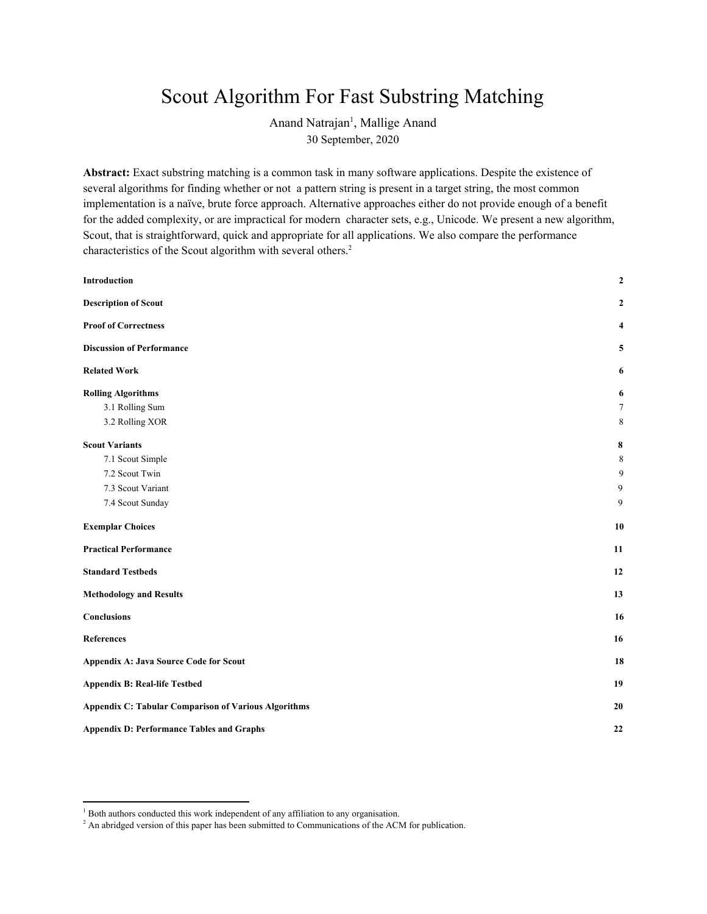# Scout Algorithm For Fast Substring Matching

Anand Natrajan[1], Mallige Anand

30 September, 2020

**Abstract:** Exact substring matching is a common task in many software applications. Despite the existence of several algorithms for finding whether or not a pattern string is present in a target string, the most common implementation is a naïve, brute force approach. Alternative approaches either do not provide enough of a benefit for the added complexity, or are impractical for modern character sets, e.g., Unicode. We present a new algorithm, Scout, that is straightforward, quick and appropriate for all applications. We also compare the performance characteristics of the Scout algorithm with several others.[2]

| | |
|---|---|
| **Introduction** | **2** |
| **Description of Scout** | **2** |
| **Proof of Correctness** | **4** |
| **Discussion of Performance** | **5** |
| **Related Work** | **6** |
| **Rolling Algorithms** | **6** |
| 3.1 Rolling Sum | 7 |
| 3.2 Rolling XOR | 8 |
| **Scout Variants** | **8** |
| 7.1 Scout Simple | 8 |
| 7.2 Scout Twin | 9 |
| 7.3 Scout Variant | 9 |
| 7.4 Scout Sunday | 9 |
| **Exemplar Choices** | **10** |
| **Practical Performance** | **11** |
| **Standard Testbeds** | **12** |
| **Methodology and Results** | **13** |
| **Conclusions** | **16** |
| **References** | **16** |
| **Appendix A: Java Source Code for Scout** | **18** |
| **Appendix B: Real-life Testbed** | **19** |
| **Appendix C: Tabular Comparison of Various Algorithms** | **20** |
| **Appendix D: Performance Tables and Graphs** | **22** |

[1] Both authors conducted this work independent of any affiliation to any organisation.

[2] An abridged version of this paper has been submitted to Communications of the ACM for publication.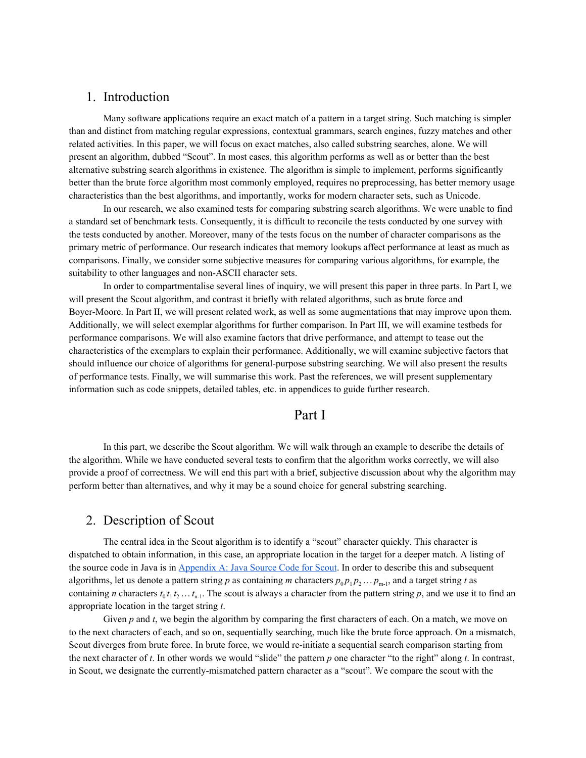## 1. Introduction

Many software applications require an exact match of a pattern in a target string. Such matching is simpler than and distinct from matching regular expressions, contextual grammars, search engines, fuzzy matches and other related activities. In this paper, we will focus on exact matches, also called substring searches, alone. We will present an algorithm, dubbed "Scout". In most cases, this algorithm performs as well as or better than the best alternative substring search algorithms in existence. The algorithm is simple to implement, performs significantly better than the brute force algorithm most commonly employed, requires no preprocessing, has better memory usage characteristics than the best algorithms, and importantly, works for modern character sets, such as Unicode.

In our research, we also examined tests for comparing substring search algorithms. We were unable to find a standard set of benchmark tests. Consequently, it is difficult to reconcile the tests conducted by one survey with the tests conducted by another. Moreover, many of the tests focus on the number of character comparisons as the primary metric of performance. Our research indicates that memory lookups affect performance at least as much as comparisons. Finally, we consider some subjective measures for comparing various algorithms, for example, the suitability to other languages and non-ASCII character sets.

In order to compartmentalise several lines of inquiry, we will present this paper in three parts. In Part I, we will present the Scout algorithm, and contrast it briefly with related algorithms, such as brute force and Boyer-Moore. In Part II, we will present related work, as well as some augmentations that may improve upon them. Additionally, we will select exemplar algorithms for further comparison. In Part III, we will examine testbeds for performance comparisons. We will also examine factors that drive performance, and attempt to tease out the characteristics of the exemplars to explain their performance. Additionally, we will examine subjective factors that should influence our choice of algorithms for general-purpose substring searching. We will also present the results of performance tests. Finally, we will summarise this work. Past the references, we will present supplementary information such as code snippets, detailed tables, etc. in appendices to guide further research.

# Part I

In this part, we describe the Scout algorithm. We will walk through an example to describe the details of the algorithm. While we have conducted several tests to confirm that the algorithm works correctly, we will also provide a proof of correctness. We will end this part with a brief, subjective discussion about why the algorithm may perform better than alternatives, and why it may be a sound choice for general substring searching.

## 2. Description of Scout

The central idea in the Scout algorithm is to identify a "scout" character quickly. This character is dispatched to obtain information, in this case, an appropriate location in the target for a deeper match. A listing of the source code in Java is in Appendix A: Java Source Code for Scout. In order to describe this and subsequent algorithms, let us denote a pattern string *p* as containing *m* characters $p_0 p_1 p_2 \ldots p_{m-1}$, and a target string *t* as containing *n* characters $t_0 t_1 t_2 \ldots t_{n-1}$. The scout is always a character from the pattern string *p*, and we use it to find an appropriate location in the target string *t*.

Given *p* and *t*, we begin the algorithm by comparing the first characters of each. On a match, we move on to the next characters of each, and so on, sequentially searching, much like the brute force approach. On a mismatch, Scout diverges from brute force. In brute force, we would re-initiate a sequential search comparison starting from the next character of *t*. In other words we would "slide" the pattern *p* one character "to the right" along *t*. In contrast, in Scout, we designate the currently-mismatched pattern character as a "scout". We compare the scout with the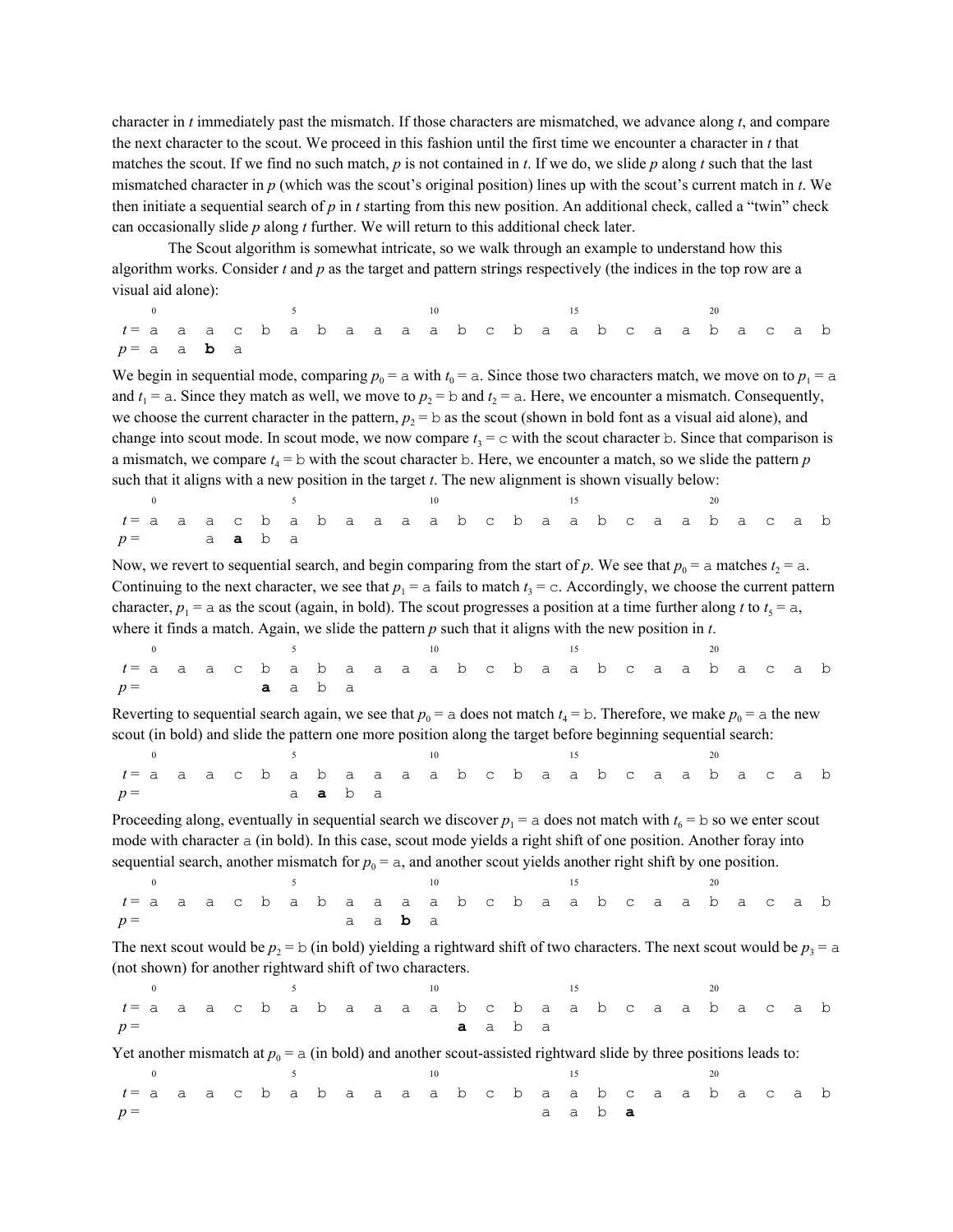character in *t* immediately past the mismatch. If those characters are mismatched, we advance along *t*, and compare the next character to the scout. We proceed in this fashion until the first time we encounter a character in *t* that matches the scout. If we find no such match, *p* is not contained in *t*. If we do, we slide *p* along *t* such that the last mismatched character in *p* (which was the scout's original position) lines up with the scout's current match in *t*. We then initiate a sequential search of *p* in *t* starting from this new position. An additional check, called a "twin" check can occasionally slide *p* along *t* further. We will return to this additional check later.

The Scout algorithm is somewhat intricate, so we walk through an example to understand how this algorithm works. Consider *t* and *p* as the target and pattern strings respectively (the indices in the top row are a visual aid alone):

| | 0 | | | | | 5 | | | | | 10 | | | | | 15 | | | | | 20 | | | | |
|---|---|---|---|---|---|---|---|---|---|---|---|---|---|---|---|---|---|---|---|---|---|---|---|---|---|
| $t =$ | a | a | a | c | b | a | b | a | a | a | a | b | c | b | a | a | b | c | a | a | b | a | c | a | b |
| $p =$ | a | a | **b** | a | | | | | | | | | | | | | | | | | | | | | |

We begin in sequential mode, comparing $p_0 =$ a with $t_0 =$ a. Since those two characters match, we move on to $p_1 =$ a and $t_1 =$ a. Since they match as well, we move to $p_2 =$ b and $t_2 =$ a. Here, we encounter a mismatch. Consequently, we choose the current character in the pattern, $p_2 =$ b as the scout (shown in bold font as a visual aid alone), and change into scout mode. In scout mode, we now compare $t_3 =$ c with the scout character b. Since that comparison is a mismatch, we compare $t_4 =$ b with the scout character b. Here, we encounter a match, so we slide the pattern *p* such that it aligns with a new position in the target *t*. The new alignment is shown visually below:

| | 0 | | | | | 5 | | | | | 10 | | | | | 15 | | | | | 20 | | | | |
|---|---|---|---|---|---|---|---|---|---|---|---|---|---|---|---|---|---|---|---|---|---|---|---|---|---|
| $t =$ | a | a | a | c | b | a | b | a | a | a | a | b | c | b | a | a | b | c | a | a | b | a | c | a | b |
| $p =$ | | | a | **a** | b | a | | | | | | | | | | | | | | | | | | | |

Now, we revert to sequential search, and begin comparing from the start of *p*. We see that $p_0 =$ a matches $t_2 =$ a. Continuing to the next character, we see that $p_1 =$ a fails to match $t_3 =$ c. Accordingly, we choose the current pattern character, $p_1 =$ a as the scout (again, in bold). The scout progresses a position at a time further along *t* to $t_5 =$ a, where it finds a match. Again, we slide the pattern *p* such that it aligns with the new position in *t*.

| | 0 | | | | | 5 | | | | | 10 | | | | | 15 | | | | | 20 | | | | |
|---|---|---|---|---|---|---|---|---|---|---|---|---|---|---|---|---|---|---|---|---|---|---|---|---|---|
| $t =$ | a | a | a | c | b | a | b | a | a | a | a | b | c | b | a | a | b | c | a | a | b | a | c | a | b |
| $p =$ | | | | | **a** | a | b | a | | | | | | | | | | | | | | | | | |

Reverting to sequential search again, we see that $p_0 =$ a does not match $t_4 =$ b. Therefore, we make $p_0 =$ a the new scout (in bold) and slide the pattern one more position along the target before beginning sequential search:

| | 0 | | | | | 5 | | | | | 10 | | | | | 15 | | | | | 20 | | | | |
|---|---|---|---|---|---|---|---|---|---|---|---|---|---|---|---|---|---|---|---|---|---|---|---|---|---|
| $t =$ | a | a | a | c | b | a | b | a | a | a | a | b | c | b | a | a | b | c | a | a | b | a | c | a | b |
| $p =$ | | | | | | a | **a** | b | a | | | | | | | | | | | | | | | | |

Proceeding along, eventually in sequential search we discover $p_1 =$ a does not match with $t_6 =$ b so we enter scout mode with character a (in bold). In this case, scout mode yields a right shift of one position. Another foray into sequential search, another mismatch for $p_0 =$ a, and another scout yields another right shift by one position.

| | 0 | | | | | 5 | | | | | 10 | | | | | 15 | | | | | 20 | | | | |
|---|---|---|---|---|---|---|---|---|---|---|---|---|---|---|---|---|---|---|---|---|---|---|---|---|---|
| $t =$ | a | a | a | c | b | a | b | a | a | a | a | b | c | b | a | a | b | c | a | a | b | a | c | a | b |
| $p =$ | | | | | | | | a | a | **b** | a | | | | | | | | | | | | | | |

The next scout would be $p_2 =$ b (in bold) yielding a rightward shift of two characters. The next scout would be $p_3 =$ a (not shown) for another rightward shift of two characters.

| | 0 | | | | | 5 | | | | | 10 | | | | | 15 | | | | | 20 | | | | |
|---|---|---|---|---|---|---|---|---|---|---|---|---|---|---|---|---|---|---|---|---|---|---|---|---|---|
| $t =$ | a | a | a | c | b | a | b | a | a | a | a | b | c | b | a | a | b | c | a | a | b | a | c | a | b |
| $p =$ | | | | | | | | | | | | **a** | a | b | a | | | | | | | | | | |

Yet another mismatch at $p_0 =$ a (in bold) and another scout-assisted rightward slide by three positions leads to:

| | 0 | | | | | 5 | | | | | 10 | | | | | 15 | | | | | 20 | | | | |
|---|---|---|---|---|---|---|---|---|---|---|---|---|---|---|---|---|---|---|---|---|---|---|---|---|---|
| $t =$ | a | a | a | c | b | a | b | a | a | a | a | b | c | b | a | a | b | c | a | a | b | a | c | a | b |
| $p =$ | | | | | | | | | | | | | | | a | a | b | **a** | | | | | | | |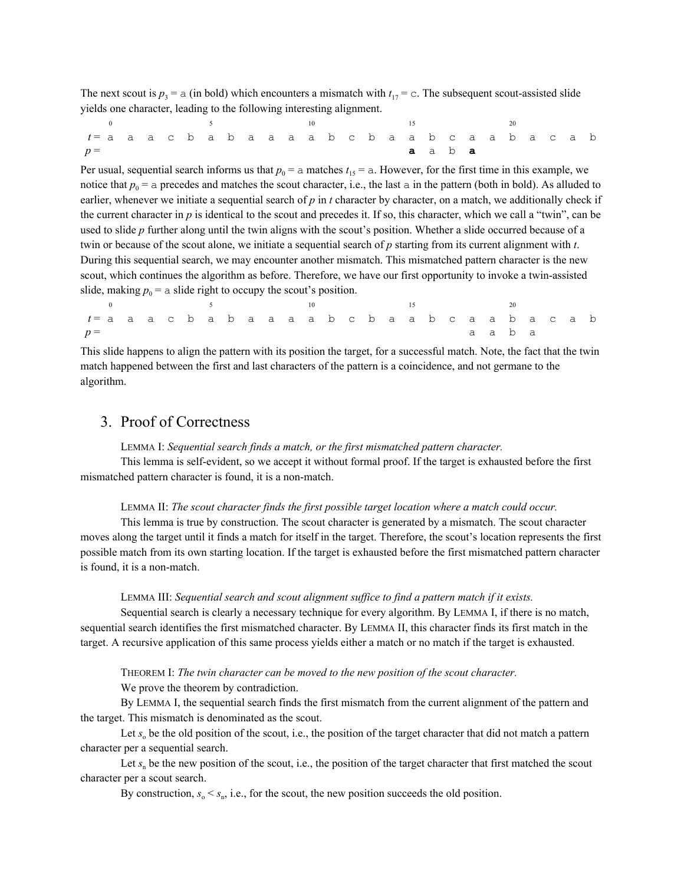The next scout is $p_3$ = a (in bold) which encounters a mismatch with $t_{17}$ = c. The subsequent scout-assisted slide yields one character, leading to the following interesting alignment.

```
     0         5         10        15        20
t =  a a a c b a b a a a a b c b a a b c a a b a c a b
p =                                a a b a
```

Per usual, sequential search informs us that $p_0$ = a matches $t_{15}$ = a. However, for the first time in this example, we notice that $p_0$ = a precedes and matches the scout character, i.e., the last a in the pattern (both in bold). As alluded to earlier, whenever we initiate a sequential search of $p$ in $t$ character by character, on a match, we additionally check if the current character in $p$ is identical to the scout and precedes it. If so, this character, which we call a "twin", can be used to slide $p$ further along until the twin aligns with the scout's position. Whether a slide occurred because of a twin or because of the scout alone, we initiate a sequential search of $p$ starting from its current alignment with $t$. During this sequential search, we may encounter another mismatch. This mismatched pattern character is the new scout, which continues the algorithm as before. Therefore, we have our first opportunity to invoke a twin-assisted slide, making $p_0$ = a slide right to occupy the scout's position.

```
     0         5         10        15        20
t =  a a a c b a b a a a a b c b a a b c a a b a c a b
p =                                      a a b a
```

This slide happens to align the pattern with its position the target, for a successful match. Note, the fact that the twin match happened between the first and last characters of the pattern is a coincidence, and not germane to the algorithm.

## 3. Proof of Correctness

LEMMA I: *Sequential search finds a match, or the first mismatched pattern character.*

This lemma is self-evident, so we accept it without formal proof. If the target is exhausted before the first mismatched pattern character is found, it is a non-match.

LEMMA II: *The scout character finds the first possible target location where a match could occur.*

This lemma is true by construction. The scout character is generated by a mismatch. The scout character moves along the target until it finds a match for itself in the target. Therefore, the scout's location represents the first possible match from its own starting location. If the target is exhausted before the first mismatched pattern character is found, it is a non-match.

LEMMA III: *Sequential search and scout alignment suffice to find a pattern match if it exists.*

Sequential search is clearly a necessary technique for every algorithm. By LEMMA I, if there is no match, sequential search identifies the first mismatched character. By LEMMA II, this character finds its first match in the target. A recursive application of this same process yields either a match or no match if the target is exhausted.

THEOREM I: *The twin character can be moved to the new position of the scout character.*

We prove the theorem by contradiction.

By LEMMA I, the sequential search finds the first mismatch from the current alignment of the pattern and the target. This mismatch is denominated as the scout.

Let $s_o$ be the old position of the scout, i.e., the position of the target character that did not match a pattern character per a sequential search.

Let $s_n$ be the new position of the scout, i.e., the position of the target character that first matched the scout character per a scout search.

By construction, $s_o < s_n$, i.e., for the scout, the new position succeeds the old position.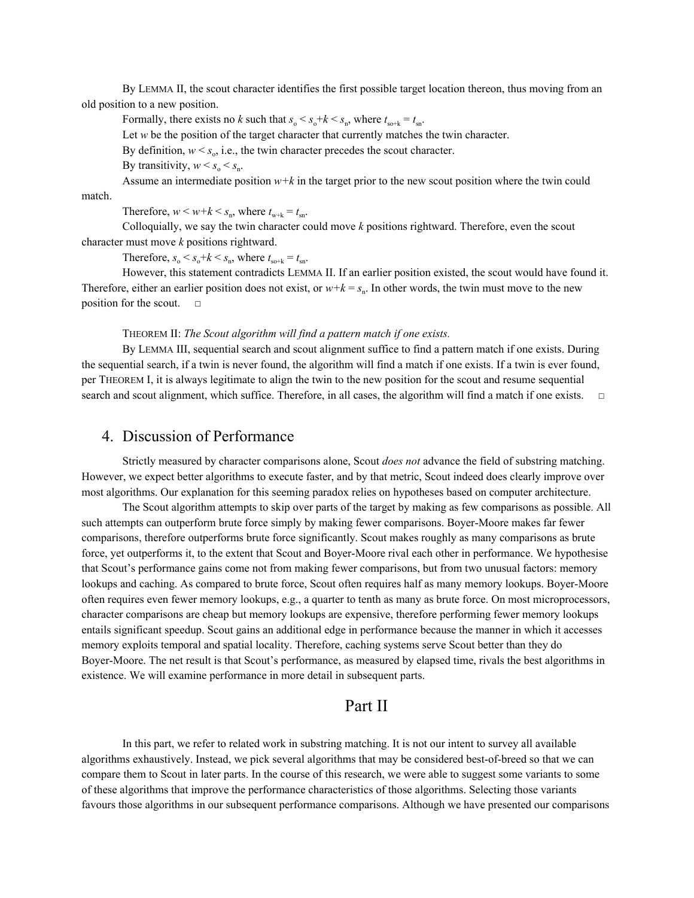By LEMMA II, the scout character identifies the first possible target location thereon, thus moving from an old position to a new position.

Formally, there exists no $k$ such that $s_o < s_o+k < s_n$, where $t_{so+k} = t_{sn}$.

Let $w$ be the position of the target character that currently matches the twin character.

By definition, $w < s_o$, i.e., the twin character precedes the scout character.

By transitivity, $w < s_o < s_n$.

Assume an intermediate position $w+k$ in the target prior to the new scout position where the twin could match.

Therefore, $w < w+k < s_n$, where $t_{w+k} = t_{sn}$.

Colloquially, we say the twin character could move $k$ positions rightward. Therefore, even the scout character must move $k$ positions rightward.

Therefore, $s_o < s_o+k < s_n$, where $t_{so+k} = t_{sn}$.

However, this statement contradicts LEMMA II. If an earlier position existed, the scout would have found it. Therefore, either an earlier position does not exist, or $w+k = s_n$. In other words, the twin must move to the new position for the scout. □

THEOREM II: *The Scout algorithm will find a pattern match if one exists.*

By LEMMA III, sequential search and scout alignment suffice to find a pattern match if one exists. During the sequential search, if a twin is never found, the algorithm will find a match if one exists. If a twin is ever found, per THEOREM I, it is always legitimate to align the twin to the new position for the scout and resume sequential search and scout alignment, which suffice. Therefore, in all cases, the algorithm will find a match if one exists. □

## 4. Discussion of Performance

Strictly measured by character comparisons alone, Scout *does not* advance the field of substring matching. However, we expect better algorithms to execute faster, and by that metric, Scout indeed does clearly improve over most algorithms. Our explanation for this seeming paradox relies on hypotheses based on computer architecture.

The Scout algorithm attempts to skip over parts of the target by making as few comparisons as possible. All such attempts can outperform brute force simply by making fewer comparisons. Boyer-Moore makes far fewer comparisons, therefore outperforms brute force significantly. Scout makes roughly as many comparisons as brute force, yet outperforms it, to the extent that Scout and Boyer-Moore rival each other in performance. We hypothesise that Scout's performance gains come not from making fewer comparisons, but from two unusual factors: memory lookups and caching. As compared to brute force, Scout often requires half as many memory lookups. Boyer-Moore often requires even fewer memory lookups, e.g., a quarter to tenth as many as brute force. On most microprocessors, character comparisons are cheap but memory lookups are expensive, therefore performing fewer memory lookups entails significant speedup. Scout gains an additional edge in performance because the manner in which it accesses memory exploits temporal and spatial locality. Therefore, caching systems serve Scout better than they do Boyer-Moore. The net result is that Scout's performance, as measured by elapsed time, rivals the best algorithms in existence. We will examine performance in more detail in subsequent parts.

# Part II

In this part, we refer to related work in substring matching. It is not our intent to survey all available algorithms exhaustively. Instead, we pick several algorithms that may be considered best-of-breed so that we can compare them to Scout in later parts. In the course of this research, we were able to suggest some variants to some of these algorithms that improve the performance characteristics of those algorithms. Selecting those variants favours those algorithms in our subsequent performance comparisons. Although we have presented our comparisons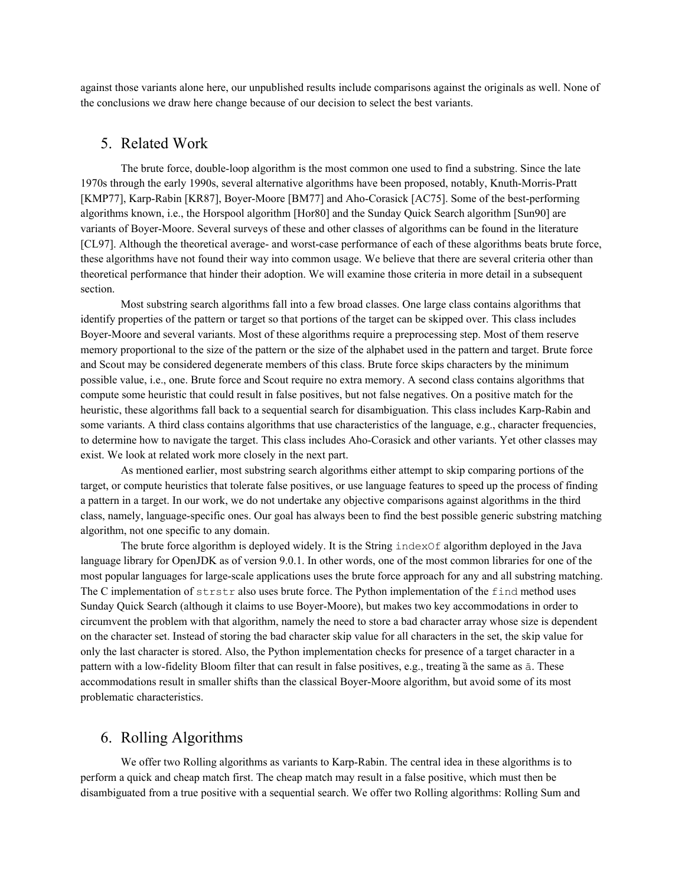against those variants alone here, our unpublished results include comparisons against the originals as well. None of the conclusions we draw here change because of our decision to select the best variants.

## 5. Related Work

The brute force, double-loop algorithm is the most common one used to find a substring. Since the late 1970s through the early 1990s, several alternative algorithms have been proposed, notably, Knuth-Morris-Pratt [KMP77], Karp-Rabin [KR87], Boyer-Moore [BM77] and Aho-Corasick [AC75]. Some of the best-performing algorithms known, i.e., the Horspool algorithm [Hor80] and the Sunday Quick Search algorithm [Sun90] are variants of Boyer-Moore. Several surveys of these and other classes of algorithms can be found in the literature [CL97]. Although the theoretical average- and worst-case performance of each of these algorithms beats brute force, these algorithms have not found their way into common usage. We believe that there are several criteria other than theoretical performance that hinder their adoption. We will examine those criteria in more detail in a subsequent section.

Most substring search algorithms fall into a few broad classes. One large class contains algorithms that identify properties of the pattern or target so that portions of the target can be skipped over. This class includes Boyer-Moore and several variants. Most of these algorithms require a preprocessing step. Most of them reserve memory proportional to the size of the pattern or the size of the alphabet used in the pattern and target. Brute force and Scout may be considered degenerate members of this class. Brute force skips characters by the minimum possible value, i.e., one. Brute force and Scout require no extra memory. A second class contains algorithms that compute some heuristic that could result in false positives, but not false negatives. On a positive match for the heuristic, these algorithms fall back to a sequential search for disambiguation. This class includes Karp-Rabin and some variants. A third class contains algorithms that use characteristics of the language, e.g., character frequencies, to determine how to navigate the target. This class includes Aho-Corasick and other variants. Yet other classes may exist. We look at related work more closely in the next part.

As mentioned earlier, most substring search algorithms either attempt to skip comparing portions of the target, or compute heuristics that tolerate false positives, or use language features to speed up the process of finding a pattern in a target. In our work, we do not undertake any objective comparisons against algorithms in the third class, namely, language-specific ones. Our goal has always been to find the best possible generic substring matching algorithm, not one specific to any domain.

The brute force algorithm is deployed widely. It is the String `indexOf` algorithm deployed in the Java language library for OpenJDK as of version 9.0.1. In other words, one of the most common libraries for one of the most popular languages for large-scale applications uses the brute force approach for any and all substring matching. The C implementation of `strstr` also uses brute force. The Python implementation of the `find` method uses Sunday Quick Search (although it claims to use Boyer-Moore), but makes two key accommodations in order to circumvent the problem with that algorithm, namely the need to store a bad character array whose size is dependent on the character set. Instead of storing the bad character skip value for all characters in the set, the skip value for only the last character is stored. Also, the Python implementation checks for presence of a target character in a pattern with a low-fidelity Bloom filter that can result in false positives, e.g., treating ȁ the same as ā. These accommodations result in smaller shifts than the classical Boyer-Moore algorithm, but avoid some of its most problematic characteristics.

## 6. Rolling Algorithms

We offer two Rolling algorithms as variants to Karp-Rabin. The central idea in these algorithms is to perform a quick and cheap match first. The cheap match may result in a false positive, which must then be disambiguated from a true positive with a sequential search. We offer two Rolling algorithms: Rolling Sum and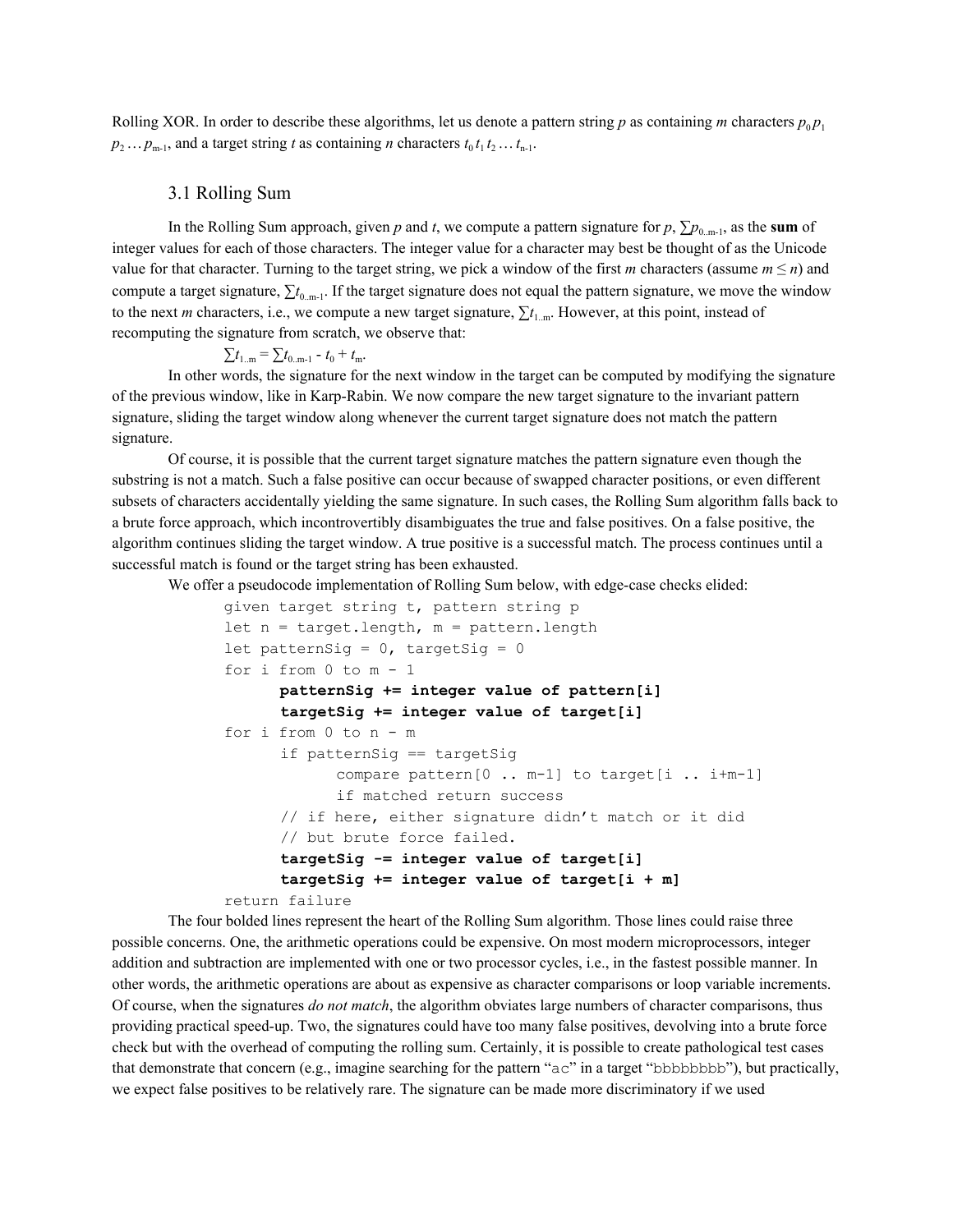Rolling XOR. In order to describe these algorithms, let us denote a pattern string *p* as containing *m* characters $p_0 p_1 p_2 \ldots p_{m-1}$, and a target string *t* as containing *n* characters $t_0 t_1 t_2 \ldots t_{n-1}$.

## 3.1 Rolling Sum

In the Rolling Sum approach, given *p* and *t*, we compute a pattern signature for *p*, $\sum p_{0..m-1}$, as the **sum** of integer values for each of those characters. The integer value for a character may best be thought of as the Unicode value for that character. Turning to the target string, we pick a window of the first *m* characters (assume $m \leq n$) and compute a target signature, $\sum t_{0..m-1}$. If the target signature does not equal the pattern signature, we move the window to the next *m* characters, i.e., we compute a new target signature, $\sum t_{1..m}$. However, at this point, instead of recomputing the signature from scratch, we observe that:

$$\sum t_{1..m} = \sum t_{0..m-1} - t_0 + t_m.$$

In other words, the signature for the next window in the target can be computed by modifying the signature of the previous window, like in Karp-Rabin. We now compare the new target signature to the invariant pattern signature, sliding the target window along whenever the current target signature does not match the pattern signature.

Of course, it is possible that the current target signature matches the pattern signature even though the substring is not a match. Such a false positive can occur because of swapped character positions, or even different subsets of characters accidentally yielding the same signature. In such cases, the Rolling Sum algorithm falls back to a brute force approach, which incontrovertibly disambiguates the true and false positives. On a false positive, the algorithm continues sliding the target window. A true positive is a successful match. The process continues until a successful match is found or the target string has been exhausted.

We offer a pseudocode implementation of Rolling Sum below, with edge-case checks elided:

```
given target string t, pattern string p
let n = target.length, m = pattern.length
let patternSig = 0, targetSig = 0
for i from 0 to m - 1
      patternSig += integer value of pattern[i]
      targetSig += integer value of target[i]
for i from 0 to n - m
      if patternSig == targetSig
            compare pattern[0 .. m-1] to target[i .. i+m-1]
            if matched return success
      // if here, either signature didn't match or it did
      // but brute force failed.
      targetSig -= integer value of target[i]
      targetSig += integer value of target[i + m]
return failure
```

The four bolded lines represent the heart of the Rolling Sum algorithm. Those lines could raise three possible concerns. One, the arithmetic operations could be expensive. On most modern microprocessors, integer addition and subtraction are implemented with one or two processor cycles, i.e., in the fastest possible manner. In other words, the arithmetic operations are about as expensive as character comparisons or loop variable increments. Of course, when the signatures *do not match*, the algorithm obviates large numbers of character comparisons, thus providing practical speed-up. Two, the signatures could have too many false positives, devolving into a brute force check but with the overhead of computing the rolling sum. Certainly, it is possible to create pathological test cases that demonstrate that concern (e.g., imagine searching for the pattern "`ac`" in a target "`bbbbbbbb`"), but practically, we expect false positives to be relatively rare. The signature can be made more discriminatory if we used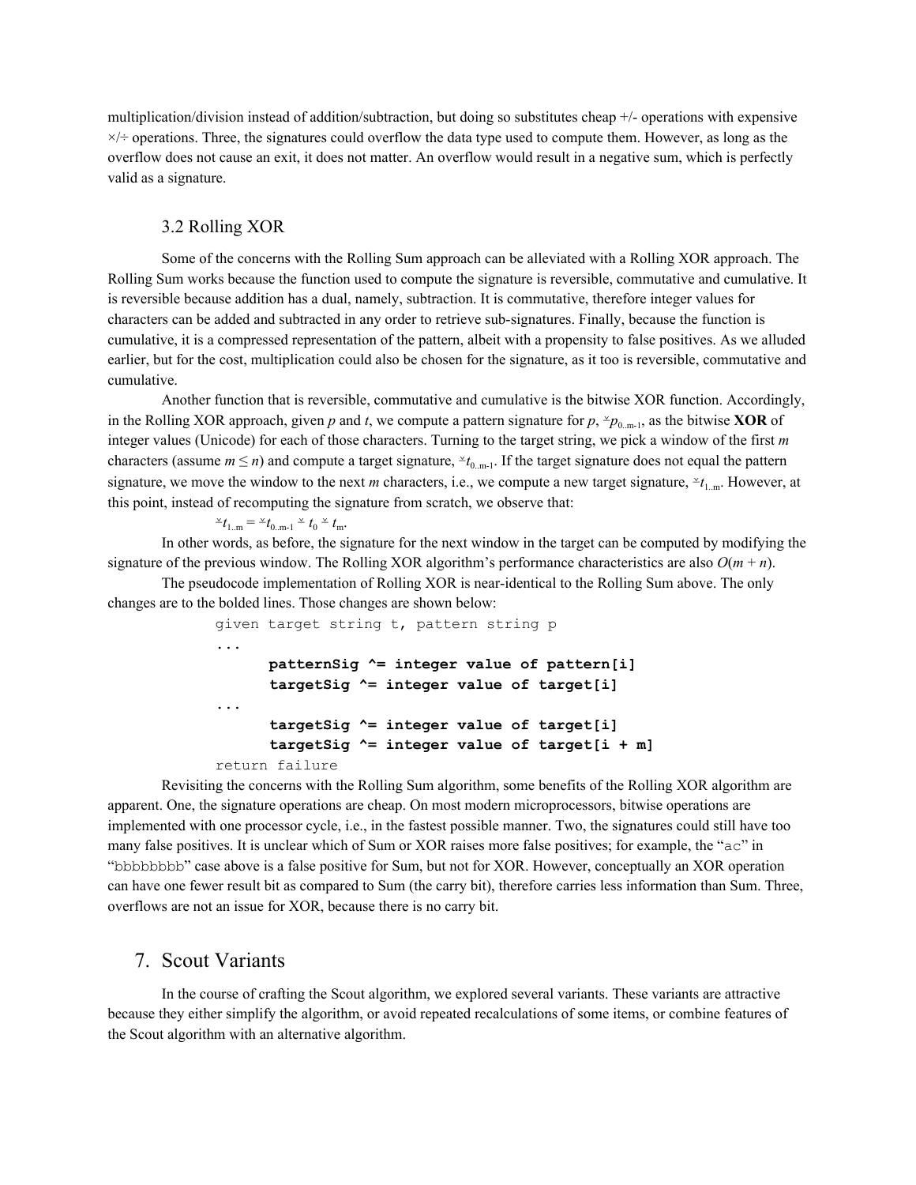multiplication/division instead of addition/subtraction, but doing so substitutes cheap +/- operations with expensive ×/÷ operations. Three, the signatures could overflow the data type used to compute them. However, as long as the overflow does not cause an exit, it does not matter. An overflow would result in a negative sum, which is perfectly valid as a signature.

### 3.2 Rolling XOR

Some of the concerns with the Rolling Sum approach can be alleviated with a Rolling XOR approach. The Rolling Sum works because the function used to compute the signature is reversible, commutative and cumulative. It is reversible because addition has a dual, namely, subtraction. It is commutative, therefore integer values for characters can be added and subtracted in any order to retrieve sub-signatures. Finally, because the function is cumulative, it is a compressed representation of the pattern, albeit with a propensity to false positives. As we alluded earlier, but for the cost, multiplication could also be chosen for the signature, as it too is reversible, commutative and cumulative.

Another function that is reversible, commutative and cumulative is the bitwise XOR function. Accordingly, in the Rolling XOR approach, given *p* and *t*, we compute a pattern signature for *p*, $^{\veebar}p_{0..m-1}$, as the bitwise **XOR** of integer values (Unicode) for each of those characters. Turning to the target string, we pick a window of the first *m* characters (assume $m \leq n$) and compute a target signature, $^{\veebar}t_{0..m-1}$. If the target signature does not equal the pattern signature, we move the window to the next *m* characters, i.e., we compute a new target signature, $^{\veebar}t_{1..m}$. However, at this point, instead of recomputing the signature from scratch, we observe that:

$$^{\veebar}t_{1..m} = {^{\veebar}t_{0..m-1}} \veebar t_0 \veebar t_m.$$

In other words, as before, the signature for the next window in the target can be computed by modifying the signature of the previous window. The Rolling XOR algorithm's performance characteristics are also $O(m + n)$.

The pseudocode implementation of Rolling XOR is near-identical to the Rolling Sum above. The only changes are to the bolded lines. Those changes are shown below:

```
given target string t, pattern string p
...
      patternSig ^= integer value of pattern[i]
      targetSig ^= integer value of target[i]
...
      targetSig ^= integer value of target[i]
      targetSig ^= integer value of target[i + m]
return failure
```

Revisiting the concerns with the Rolling Sum algorithm, some benefits of the Rolling XOR algorithm are apparent. One, the signature operations are cheap. On most modern microprocessors, bitwise operations are implemented with one processor cycle, i.e., in the fastest possible manner. Two, the signatures could still have too many false positives. It is unclear which of Sum or XOR raises more false positives; for example, the "`ac`" in "`bbbbbbbb`" case above is a false positive for Sum, but not for XOR. However, conceptually an XOR operation can have one fewer result bit as compared to Sum (the carry bit), therefore carries less information than Sum. Three, overflows are not an issue for XOR, because there is no carry bit.

## 7. Scout Variants

In the course of crafting the Scout algorithm, we explored several variants. These variants are attractive because they either simplify the algorithm, or avoid repeated recalculations of some items, or combine features of the Scout algorithm with an alternative algorithm.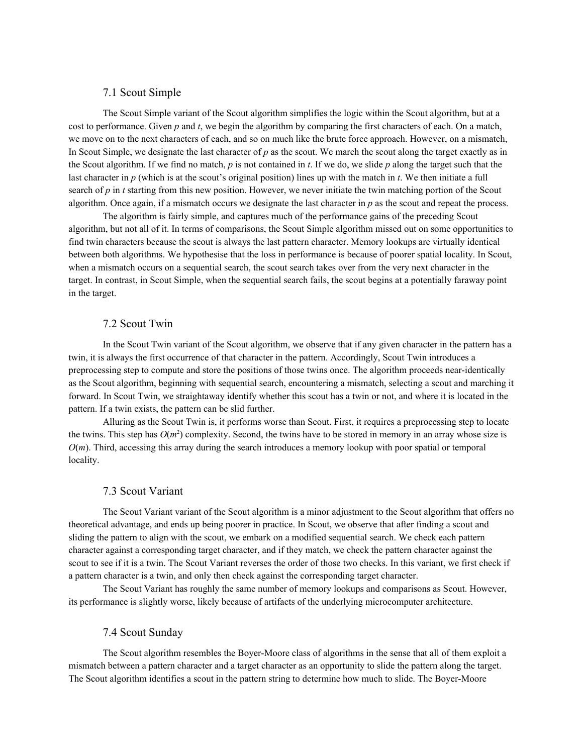### 7.1 Scout Simple

The Scout Simple variant of the Scout algorithm simplifies the logic within the Scout algorithm, but at a cost to performance. Given *p* and *t*, we begin the algorithm by comparing the first characters of each. On a match, we move on to the next characters of each, and so on much like the brute force approach. However, on a mismatch, In Scout Simple, we designate the last character of *p* as the scout. We march the scout along the target exactly as in the Scout algorithm. If we find no match, *p* is not contained in *t*. If we do, we slide *p* along the target such that the last character in *p* (which is at the scout's original position) lines up with the match in *t*. We then initiate a full search of *p* in *t* starting from this new position. However, we never initiate the twin matching portion of the Scout algorithm. Once again, if a mismatch occurs we designate the last character in *p* as the scout and repeat the process.

The algorithm is fairly simple, and captures much of the performance gains of the preceding Scout algorithm, but not all of it. In terms of comparisons, the Scout Simple algorithm missed out on some opportunities to find twin characters because the scout is always the last pattern character. Memory lookups are virtually identical between both algorithms. We hypothesise that the loss in performance is because of poorer spatial locality. In Scout, when a mismatch occurs on a sequential search, the scout search takes over from the very next character in the target. In contrast, in Scout Simple, when the sequential search fails, the scout begins at a potentially faraway point in the target.

### 7.2 Scout Twin

In the Scout Twin variant of the Scout algorithm, we observe that if any given character in the pattern has a twin, it is always the first occurrence of that character in the pattern. Accordingly, Scout Twin introduces a preprocessing step to compute and store the positions of those twins once. The algorithm proceeds near-identically as the Scout algorithm, beginning with sequential search, encountering a mismatch, selecting a scout and marching it forward. In Scout Twin, we straightaway identify whether this scout has a twin or not, and where it is located in the pattern. If a twin exists, the pattern can be slid further.

Alluring as the Scout Twin is, it performs worse than Scout. First, it requires a preprocessing step to locate the twins. This step has $O(m^2)$ complexity. Second, the twins have to be stored in memory in an array whose size is $O(m)$. Third, accessing this array during the search introduces a memory lookup with poor spatial or temporal locality.

### 7.3 Scout Variant

The Scout Variant variant of the Scout algorithm is a minor adjustment to the Scout algorithm that offers no theoretical advantage, and ends up being poorer in practice. In Scout, we observe that after finding a scout and sliding the pattern to align with the scout, we embark on a modified sequential search. We check each pattern character against a corresponding target character, and if they match, we check the pattern character against the scout to see if it is a twin. The Scout Variant reverses the order of those two checks. In this variant, we first check if a pattern character is a twin, and only then check against the corresponding target character.

The Scout Variant has roughly the same number of memory lookups and comparisons as Scout. However, its performance is slightly worse, likely because of artifacts of the underlying microcomputer architecture.

### 7.4 Scout Sunday

The Scout algorithm resembles the Boyer-Moore class of algorithms in the sense that all of them exploit a mismatch between a pattern character and a target character as an opportunity to slide the pattern along the target. The Scout algorithm identifies a scout in the pattern string to determine how much to slide. The Boyer-Moore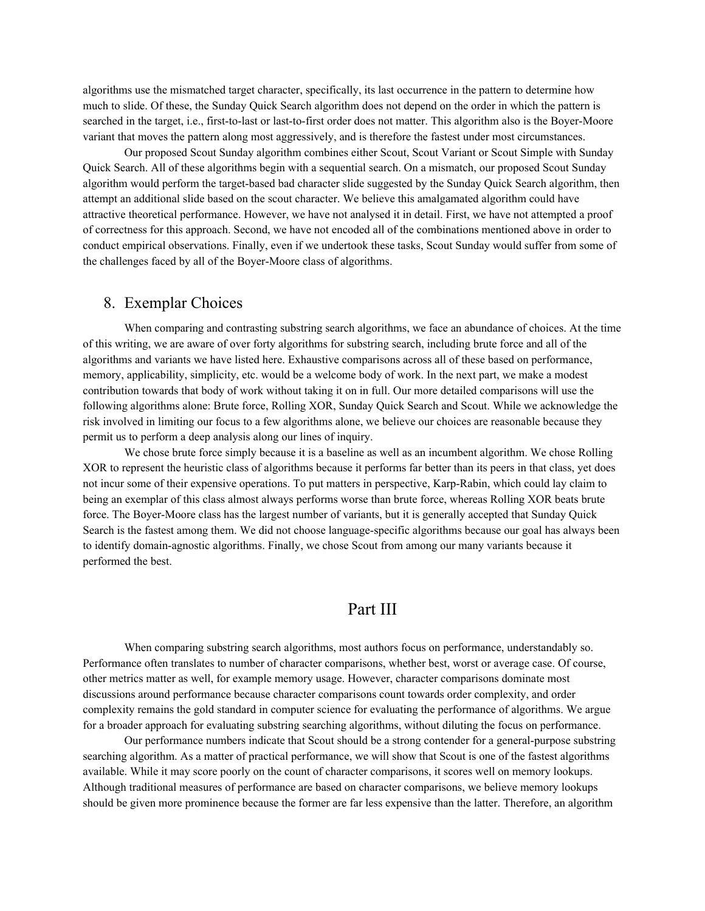algorithms use the mismatched target character, specifically, its last occurrence in the pattern to determine how much to slide. Of these, the Sunday Quick Search algorithm does not depend on the order in which the pattern is searched in the target, i.e., first-to-last or last-to-first order does not matter. This algorithm also is the Boyer-Moore variant that moves the pattern along most aggressively, and is therefore the fastest under most circumstances.

Our proposed Scout Sunday algorithm combines either Scout, Scout Variant or Scout Simple with Sunday Quick Search. All of these algorithms begin with a sequential search. On a mismatch, our proposed Scout Sunday algorithm would perform the target-based bad character slide suggested by the Sunday Quick Search algorithm, then attempt an additional slide based on the scout character. We believe this amalgamated algorithm could have attractive theoretical performance. However, we have not analysed it in detail. First, we have not attempted a proof of correctness for this approach. Second, we have not encoded all of the combinations mentioned above in order to conduct empirical observations. Finally, even if we undertook these tasks, Scout Sunday would suffer from some of the challenges faced by all of the Boyer-Moore class of algorithms.

## 8. Exemplar Choices

When comparing and contrasting substring search algorithms, we face an abundance of choices. At the time of this writing, we are aware of over forty algorithms for substring search, including brute force and all of the algorithms and variants we have listed here. Exhaustive comparisons across all of these based on performance, memory, applicability, simplicity, etc. would be a welcome body of work. In the next part, we make a modest contribution towards that body of work without taking it on in full. Our more detailed comparisons will use the following algorithms alone: Brute force, Rolling XOR, Sunday Quick Search and Scout. While we acknowledge the risk involved in limiting our focus to a few algorithms alone, we believe our choices are reasonable because they permit us to perform a deep analysis along our lines of inquiry.

We chose brute force simply because it is a baseline as well as an incumbent algorithm. We chose Rolling XOR to represent the heuristic class of algorithms because it performs far better than its peers in that class, yet does not incur some of their expensive operations. To put matters in perspective, Karp-Rabin, which could lay claim to being an exemplar of this class almost always performs worse than brute force, whereas Rolling XOR beats brute force. The Boyer-Moore class has the largest number of variants, but it is generally accepted that Sunday Quick Search is the fastest among them. We did not choose language-specific algorithms because our goal has always been to identify domain-agnostic algorithms. Finally, we chose Scout from among our many variants because it performed the best.

# Part III

When comparing substring search algorithms, most authors focus on performance, understandably so. Performance often translates to number of character comparisons, whether best, worst or average case. Of course, other metrics matter as well, for example memory usage. However, character comparisons dominate most discussions around performance because character comparisons count towards order complexity, and order complexity remains the gold standard in computer science for evaluating the performance of algorithms. We argue for a broader approach for evaluating substring searching algorithms, without diluting the focus on performance.

Our performance numbers indicate that Scout should be a strong contender for a general-purpose substring searching algorithm. As a matter of practical performance, we will show that Scout is one of the fastest algorithms available. While it may score poorly on the count of character comparisons, it scores well on memory lookups. Although traditional measures of performance are based on character comparisons, we believe memory lookups should be given more prominence because the former are far less expensive than the latter. Therefore, an algorithm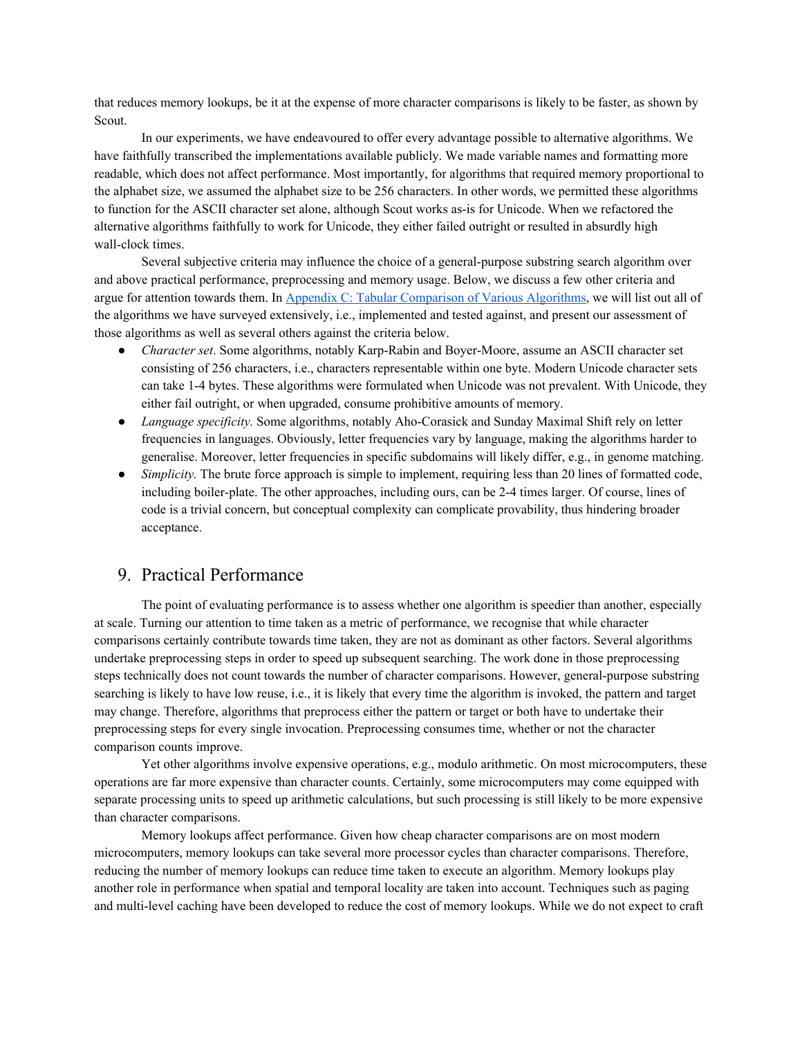that reduces memory lookups, be it at the expense of more character comparisons is likely to be faster, as shown by Scout.

In our experiments, we have endeavoured to offer every advantage possible to alternative algorithms. We have faithfully transcribed the implementations available publicly. We made variable names and formatting more readable, which does not affect performance. Most importantly, for algorithms that required memory proportional to the alphabet size, we assumed the alphabet size to be 256 characters. In other words, we permitted these algorithms to function for the ASCII character set alone, although Scout works as-is for Unicode. When we refactored the alternative algorithms faithfully to work for Unicode, they either failed outright or resulted in absurdly high wall-clock times.

Several subjective criteria may influence the choice of a general-purpose substring search algorithm over and above practical performance, preprocessing and memory usage. Below, we discuss a few other criteria and argue for attention towards them. In [Appendix C: Tabular Comparison of Various Algorithms](#), we will list out all of the algorithms we have surveyed extensively, i.e., implemented and tested against, and present our assessment of those algorithms as well as several others against the criteria below.

- *Character set*. Some algorithms, notably Karp-Rabin and Boyer-Moore, assume an ASCII character set consisting of 256 characters, i.e., characters representable within one byte. Modern Unicode character sets can take 1-4 bytes. These algorithms were formulated when Unicode was not prevalent. With Unicode, they either fail outright, or when upgraded, consume prohibitive amounts of memory.
- *Language specificity.* Some algorithms, notably Aho-Corasick and Sunday Maximal Shift rely on letter frequencies in languages. Obviously, letter frequencies vary by language, making the algorithms harder to generalise. Moreover, letter frequencies in specific subdomains will likely differ, e.g., in genome matching.
- *Simplicity.* The brute force approach is simple to implement, requiring less than 20 lines of formatted code, including boiler-plate. The other approaches, including ours, can be 2-4 times larger. Of course, lines of code is a trivial concern, but conceptual complexity can complicate provability, thus hindering broader acceptance.

## 9. Practical Performance

The point of evaluating performance is to assess whether one algorithm is speedier than another, especially at scale. Turning our attention to time taken as a metric of performance, we recognise that while character comparisons certainly contribute towards time taken, they are not as dominant as other factors. Several algorithms undertake preprocessing steps in order to speed up subsequent searching. The work done in those preprocessing steps technically does not count towards the number of character comparisons. However, general-purpose substring searching is likely to have low reuse, i.e., it is likely that every time the algorithm is invoked, the pattern and target may change. Therefore, algorithms that preprocess either the pattern or target or both have to undertake their preprocessing steps for every single invocation. Preprocessing consumes time, whether or not the character comparison counts improve.

Yet other algorithms involve expensive operations, e.g., modulo arithmetic. On most microcomputers, these operations are far more expensive than character counts. Certainly, some microcomputers may come equipped with separate processing units to speed up arithmetic calculations, but such processing is still likely to be more expensive than character comparisons.

Memory lookups affect performance. Given how cheap character comparisons are on most modern microcomputers, memory lookups can take several more processor cycles than character comparisons. Therefore, reducing the number of memory lookups can reduce time taken to execute an algorithm. Memory lookups play another role in performance when spatial and temporal locality are taken into account. Techniques such as paging and multi-level caching have been developed to reduce the cost of memory lookups. While we do not expect to craft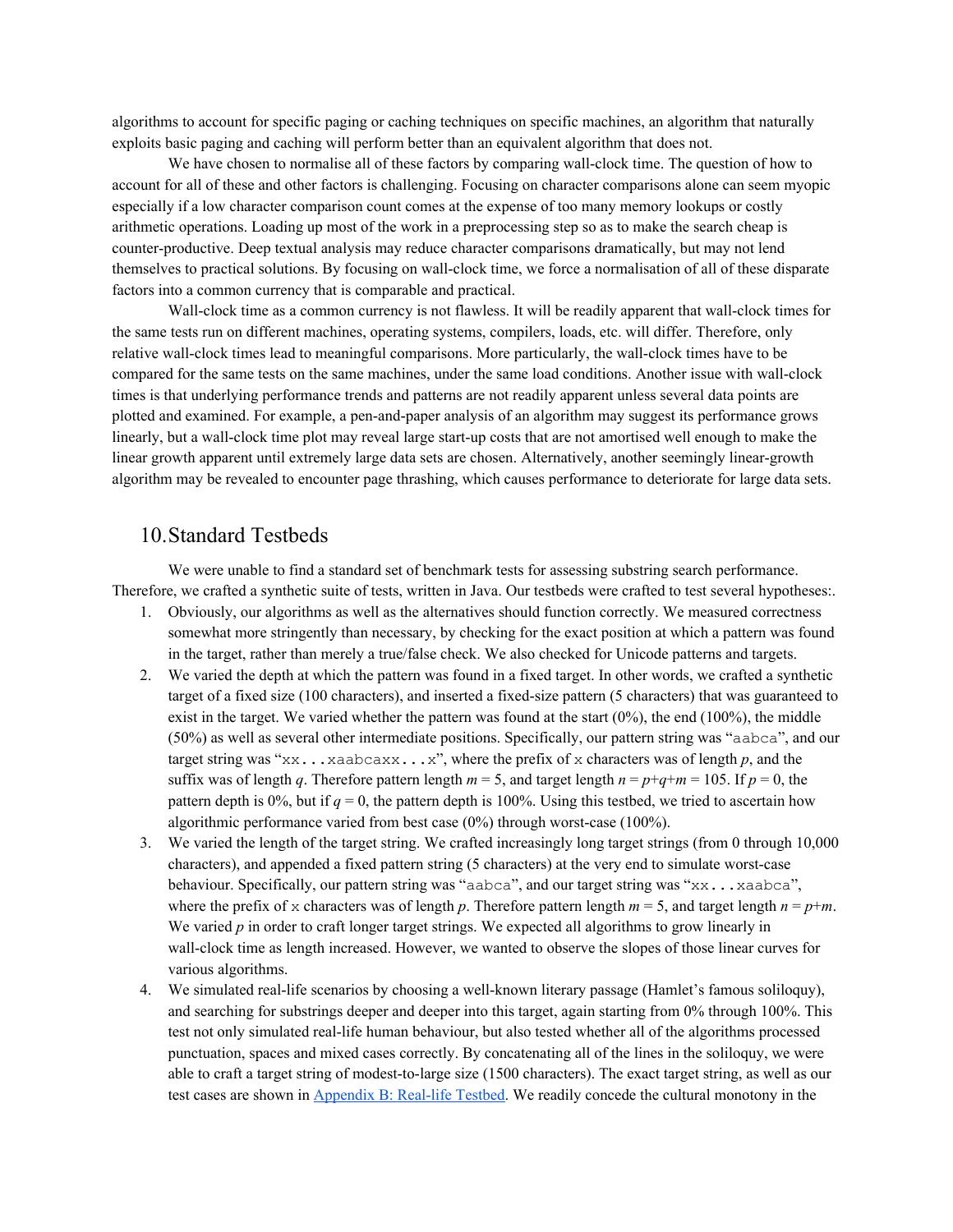algorithms to account for specific paging or caching techniques on specific machines, an algorithm that naturally exploits basic paging and caching will perform better than an equivalent algorithm that does not.

We have chosen to normalise all of these factors by comparing wall-clock time. The question of how to account for all of these and other factors is challenging. Focusing on character comparisons alone can seem myopic especially if a low character comparison count comes at the expense of too many memory lookups or costly arithmetic operations. Loading up most of the work in a preprocessing step so as to make the search cheap is counter-productive. Deep textual analysis may reduce character comparisons dramatically, but may not lend themselves to practical solutions. By focusing on wall-clock time, we force a normalisation of all of these disparate factors into a common currency that is comparable and practical.

Wall-clock time as a common currency is not flawless. It will be readily apparent that wall-clock times for the same tests run on different machines, operating systems, compilers, loads, etc. will differ. Therefore, only relative wall-clock times lead to meaningful comparisons. More particularly, the wall-clock times have to be compared for the same tests on the same machines, under the same load conditions. Another issue with wall-clock times is that underlying performance trends and patterns are not readily apparent unless several data points are plotted and examined. For example, a pen-and-paper analysis of an algorithm may suggest its performance grows linearly, but a wall-clock time plot may reveal large start-up costs that are not amortised well enough to make the linear growth apparent until extremely large data sets are chosen. Alternatively, another seemingly linear-growth algorithm may be revealed to encounter page thrashing, which causes performance to deteriorate for large data sets.

## 10. Standard Testbeds

We were unable to find a standard set of benchmark tests for assessing substring search performance. Therefore, we crafted a synthetic suite of tests, written in Java. Our testbeds were crafted to test several hypotheses:.

1. Obviously, our algorithms as well as the alternatives should function correctly. We measured correctness somewhat more stringently than necessary, by checking for the exact position at which a pattern was found in the target, rather than merely a true/false check. We also checked for Unicode patterns and targets.
2. We varied the depth at which the pattern was found in a fixed target. In other words, we crafted a synthetic target of a fixed size (100 characters), and inserted a fixed-size pattern (5 characters) that was guaranteed to exist in the target. We varied whether the pattern was found at the start (0%), the end (100%), the middle (50%) as well as several other intermediate positions. Specifically, our pattern string was "`aabca`", and our target string was "`xx...xaabcaxx...x`", where the prefix of `x` characters was of length $p$, and the suffix was of length $q$. Therefore pattern length $m = 5$, and target length $n = p+q+m = 105$. If $p = 0$, the pattern depth is 0%, but if $q = 0$, the pattern depth is 100%. Using this testbed, we tried to ascertain how algorithmic performance varied from best case (0%) through worst-case (100%).
3. We varied the length of the target string. We crafted increasingly long target strings (from 0 through 10,000 characters), and appended a fixed pattern string (5 characters) at the very end to simulate worst-case behaviour. Specifically, our pattern string was "`aabca`", and our target string was "`xx...xaabca`", where the prefix of `x` characters was of length $p$. Therefore pattern length $m = 5$, and target length $n = p+m$. We varied $p$ in order to craft longer target strings. We expected all algorithms to grow linearly in wall-clock time as length increased. However, we wanted to observe the slopes of those linear curves for various algorithms.
4. We simulated real-life scenarios by choosing a well-known literary passage (Hamlet's famous soliloquy), and searching for substrings deeper and deeper into this target, again starting from 0% through 100%. This test not only simulated real-life human behaviour, but also tested whether all of the algorithms processed punctuation, spaces and mixed cases correctly. By concatenating all of the lines in the soliloquy, we were able to craft a target string of modest-to-large size (1500 characters). The exact target string, as well as our test cases are shown in Appendix B: Real-life Testbed. We readily concede the cultural monotony in the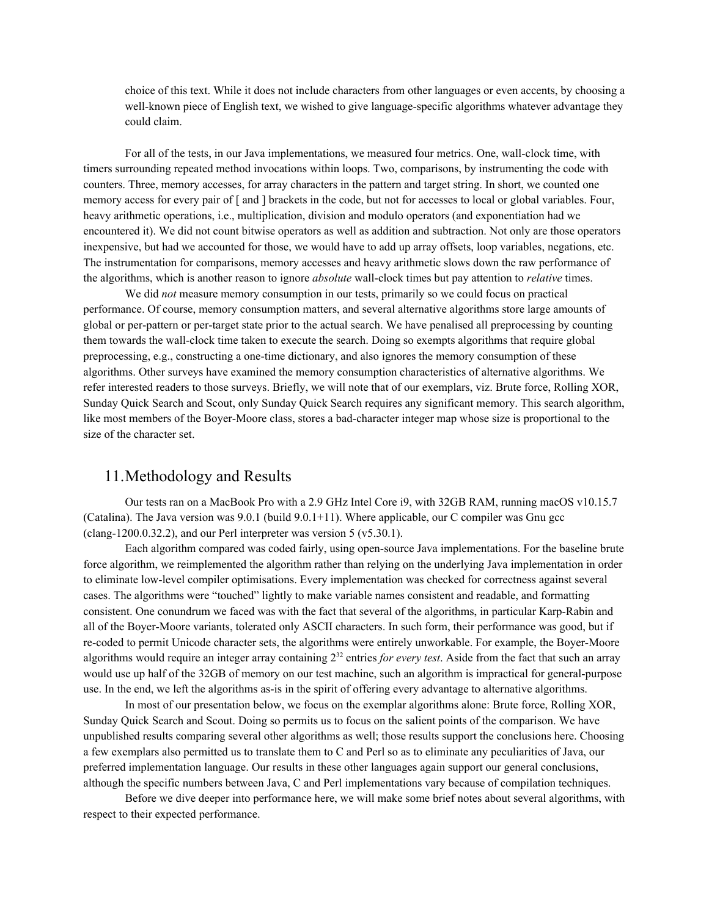choice of this text. While it does not include characters from other languages or even accents, by choosing a well-known piece of English text, we wished to give language-specific algorithms whatever advantage they could claim.

For all of the tests, in our Java implementations, we measured four metrics. One, wall-clock time, with timers surrounding repeated method invocations within loops. Two, comparisons, by instrumenting the code with counters. Three, memory accesses, for array characters in the pattern and target string. In short, we counted one memory access for every pair of [ and ] brackets in the code, but not for accesses to local or global variables. Four, heavy arithmetic operations, i.e., multiplication, division and modulo operators (and exponentiation had we encountered it). We did not count bitwise operators as well as addition and subtraction. Not only are those operators inexpensive, but had we accounted for those, we would have to add up array offsets, loop variables, negations, etc. The instrumentation for comparisons, memory accesses and heavy arithmetic slows down the raw performance of the algorithms, which is another reason to ignore *absolute* wall-clock times but pay attention to *relative* times.

We did *not* measure memory consumption in our tests, primarily so we could focus on practical performance. Of course, memory consumption matters, and several alternative algorithms store large amounts of global or per-pattern or per-target state prior to the actual search. We have penalised all preprocessing by counting them towards the wall-clock time taken to execute the search. Doing so exempts algorithms that require global preprocessing, e.g., constructing a one-time dictionary, and also ignores the memory consumption of these algorithms. Other surveys have examined the memory consumption characteristics of alternative algorithms. We refer interested readers to those surveys. Briefly, we will note that of our exemplars, viz. Brute force, Rolling XOR, Sunday Quick Search and Scout, only Sunday Quick Search requires any significant memory. This search algorithm, like most members of the Boyer-Moore class, stores a bad-character integer map whose size is proportional to the size of the character set.

## 11. Methodology and Results

Our tests ran on a MacBook Pro with a 2.9 GHz Intel Core i9, with 32GB RAM, running macOS v10.15.7 (Catalina). The Java version was 9.0.1 (build 9.0.1+11). Where applicable, our C compiler was Gnu gcc (clang-1200.0.32.2), and our Perl interpreter was version 5 (v5.30.1).

Each algorithm compared was coded fairly, using open-source Java implementations. For the baseline brute force algorithm, we reimplemented the algorithm rather than relying on the underlying Java implementation in order to eliminate low-level compiler optimisations. Every implementation was checked for correctness against several cases. The algorithms were "touched" lightly to make variable names consistent and readable, and formatting consistent. One conundrum we faced was with the fact that several of the algorithms, in particular Karp-Rabin and all of the Boyer-Moore variants, tolerated only ASCII characters. In such form, their performance was good, but if re-coded to permit Unicode character sets, the algorithms were entirely unworkable. For example, the Boyer-Moore algorithms would require an integer array containing $2^{32}$ entries *for every test*. Aside from the fact that such an array would use up half of the 32GB of memory on our test machine, such an algorithm is impractical for general-purpose use. In the end, we left the algorithms as-is in the spirit of offering every advantage to alternative algorithms.

In most of our presentation below, we focus on the exemplar algorithms alone: Brute force, Rolling XOR, Sunday Quick Search and Scout. Doing so permits us to focus on the salient points of the comparison. We have unpublished results comparing several other algorithms as well; those results support the conclusions here. Choosing a few exemplars also permitted us to translate them to C and Perl so as to eliminate any peculiarities of Java, our preferred implementation language. Our results in these other languages again support our general conclusions, although the specific numbers between Java, C and Perl implementations vary because of compilation techniques.

Before we dive deeper into performance here, we will make some brief notes about several algorithms, with respect to their expected performance.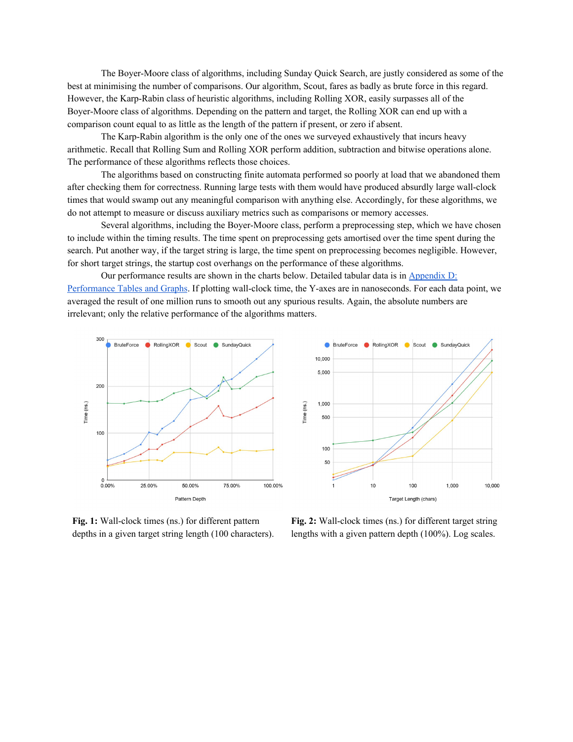The Boyer-Moore class of algorithms, including Sunday Quick Search, are justly considered as some of the best at minimising the number of comparisons. Our algorithm, Scout, fares as badly as brute force in this regard. However, the Karp-Rabin class of heuristic algorithms, including Rolling XOR, easily surpasses all of the Boyer-Moore class of algorithms. Depending on the pattern and target, the Rolling XOR can end up with a comparison count equal to as little as the length of the pattern if present, or zero if absent.

The Karp-Rabin algorithm is the only one of the ones we surveyed exhaustively that incurs heavy arithmetic. Recall that Rolling Sum and Rolling XOR perform addition, subtraction and bitwise operations alone. The performance of these algorithms reflects those choices.

The algorithms based on constructing finite automata performed so poorly at load that we abandoned them after checking them for correctness. Running large tests with them would have produced absurdly large wall-clock times that would swamp out any meaningful comparison with anything else. Accordingly, for these algorithms, we do not attempt to measure or discuss auxiliary metrics such as comparisons or memory accesses.

Several algorithms, including the Boyer-Moore class, perform a preprocessing step, which we have chosen to include within the timing results. The time spent on preprocessing gets amortised over the time spent during the search. Put another way, if the target string is large, the time spent on preprocessing becomes negligible. However, for short target strings, the startup cost overhangs on the performance of these algorithms.

Our performance results are shown in the charts below. Detailed tabular data is in [Appendix D: Performance Tables and Graphs](). If plotting wall-clock time, the Y-axes are in nanoseconds. For each data point, we averaged the result of one million runs to smooth out any spurious results. Again, the absolute numbers are irrelevant; only the relative performance of the algorithms matters.

**Fig. 1:** Wall-clock times (ns.) for different pattern depths in a given target string length (100 characters).

**Fig. 2:** Wall-clock times (ns.) for different target string lengths with a given pattern depth (100%). Log scales.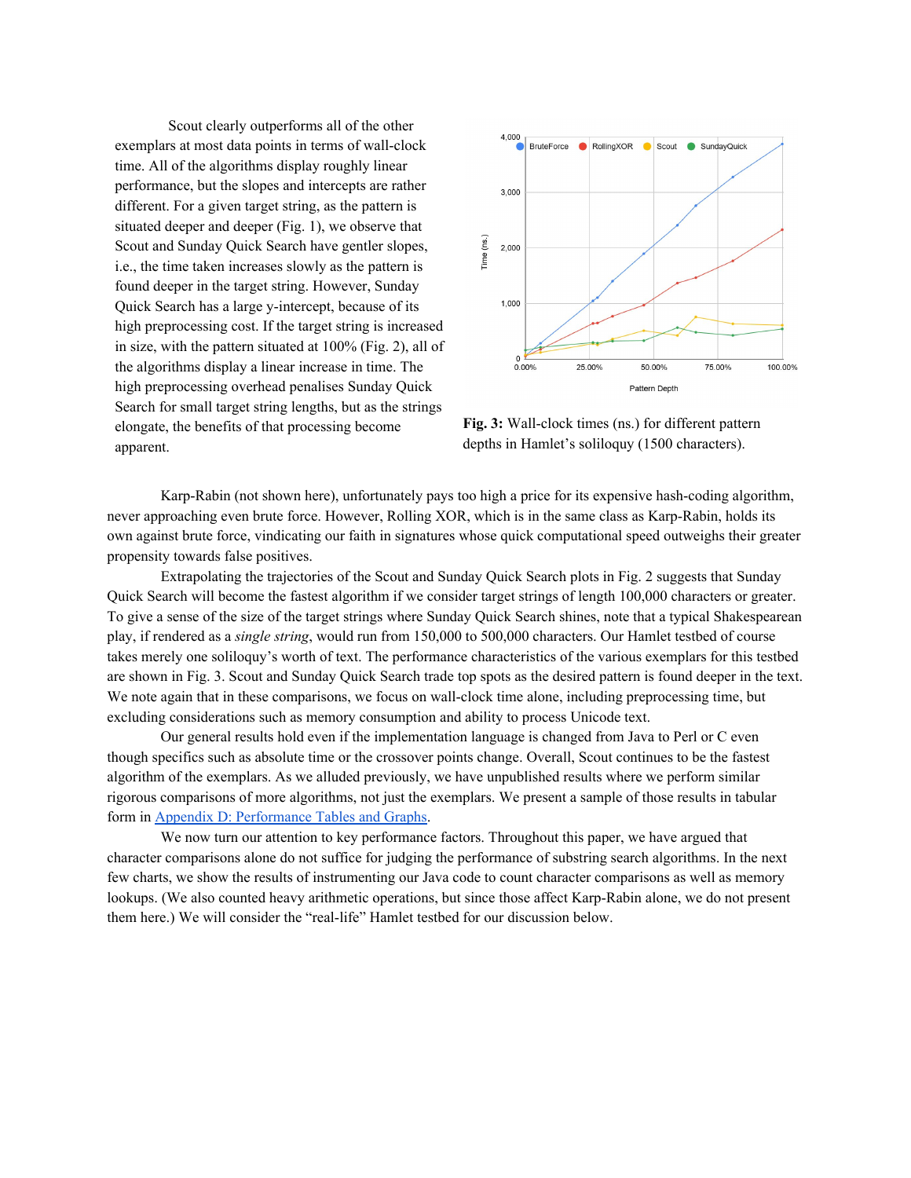Scout clearly outperforms all of the other exemplars at most data points in terms of wall-clock time. All of the algorithms display roughly linear performance, but the slopes and intercepts are rather different. For a given target string, as the pattern is situated deeper and deeper (Fig. 1), we observe that Scout and Sunday Quick Search have gentler slopes, i.e., the time taken increases slowly as the pattern is found deeper in the target string. However, Sunday Quick Search has a large y-intercept, because of its high preprocessing cost. If the target string is increased in size, with the pattern situated at 100% (Fig. 2), all of the algorithms display a linear increase in time. The high preprocessing overhead penalises Sunday Quick Search for small target string lengths, but as the strings elongate, the benefits of that processing become apparent.

**Fig. 3:** Wall-clock times (ns.) for different pattern depths in Hamlet's soliloquy (1500 characters).

Karp-Rabin (not shown here), unfortunately pays too high a price for its expensive hash-coding algorithm, never approaching even brute force. However, Rolling XOR, which is in the same class as Karp-Rabin, holds its own against brute force, vindicating our faith in signatures whose quick computational speed outweighs their greater propensity towards false positives.

Extrapolating the trajectories of the Scout and Sunday Quick Search plots in Fig. 2 suggests that Sunday Quick Search will become the fastest algorithm if we consider target strings of length 100,000 characters or greater. To give a sense of the size of the target strings where Sunday Quick Search shines, note that a typical Shakespearean play, if rendered as a *single string*, would run from 150,000 to 500,000 characters. Our Hamlet testbed of course takes merely one soliloquy's worth of text. The performance characteristics of the various exemplars for this testbed are shown in Fig. 3. Scout and Sunday Quick Search trade top spots as the desired pattern is found deeper in the text. We note again that in these comparisons, we focus on wall-clock time alone, including preprocessing time, but excluding considerations such as memory consumption and ability to process Unicode text.

Our general results hold even if the implementation language is changed from Java to Perl or C even though specifics such as absolute time or the crossover points change. Overall, Scout continues to be the fastest algorithm of the exemplars. As we alluded previously, we have unpublished results where we perform similar rigorous comparisons of more algorithms, not just the exemplars. We present a sample of those results in tabular form in Appendix D: Performance Tables and Graphs.

We now turn our attention to key performance factors. Throughout this paper, we have argued that character comparisons alone do not suffice for judging the performance of substring search algorithms. In the next few charts, we show the results of instrumenting our Java code to count character comparisons as well as memory lookups. (We also counted heavy arithmetic operations, but since those affect Karp-Rabin alone, we do not present them here.) We will consider the "real-life" Hamlet testbed for our discussion below.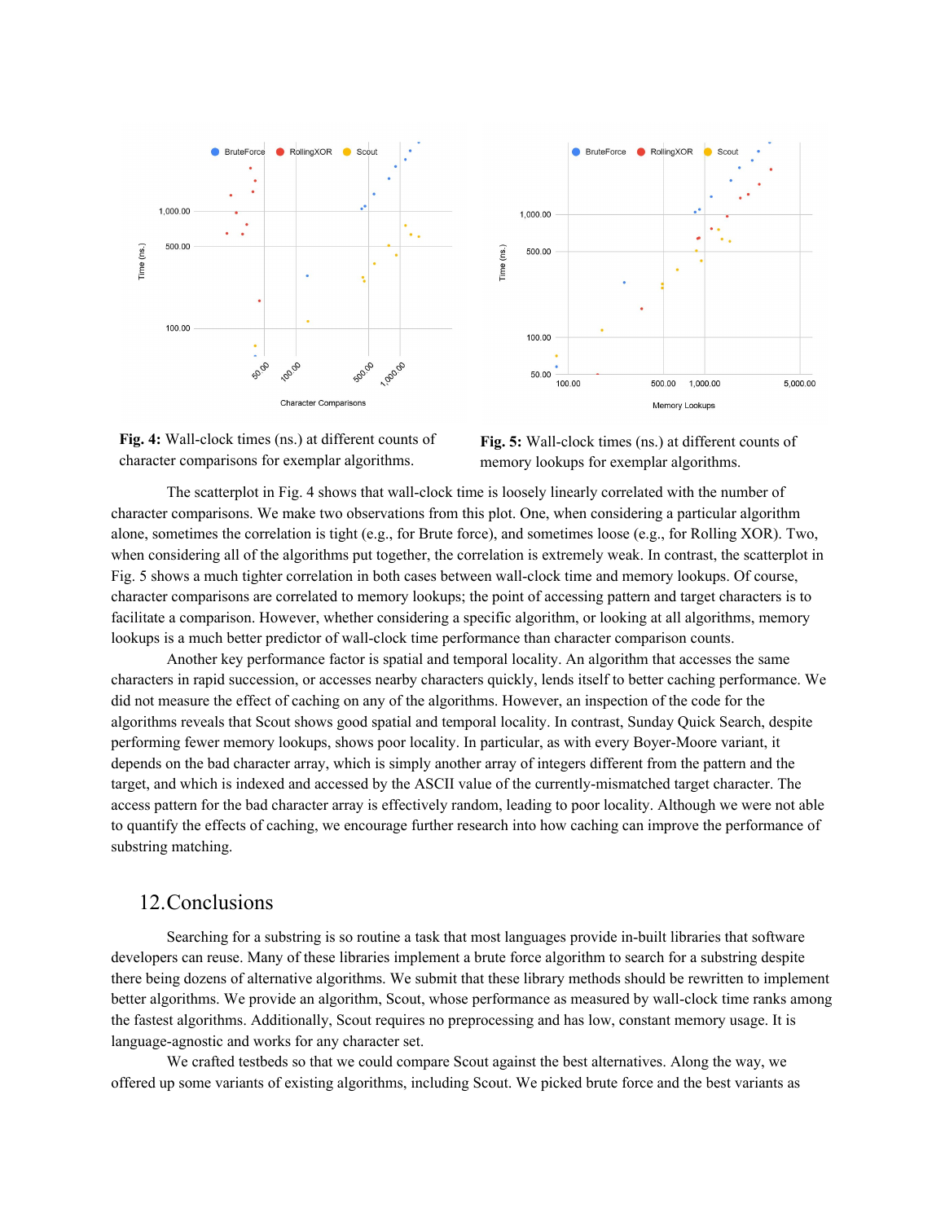**Fig. 4:** Wall-clock times (ns.) at different counts of character comparisons for exemplar algorithms.

**Fig. 5:** Wall-clock times (ns.) at different counts of memory lookups for exemplar algorithms.

The scatterplot in Fig. 4 shows that wall-clock time is loosely linearly correlated with the number of character comparisons. We make two observations from this plot. One, when considering a particular algorithm alone, sometimes the correlation is tight (e.g., for Brute force), and sometimes loose (e.g., for Rolling XOR). Two, when considering all of the algorithms put together, the correlation is extremely weak. In contrast, the scatterplot in Fig. 5 shows a much tighter correlation in both cases between wall-clock time and memory lookups. Of course, character comparisons are correlated to memory lookups; the point of accessing pattern and target characters is to facilitate a comparison. However, whether considering a specific algorithm, or looking at all algorithms, memory lookups is a much better predictor of wall-clock time performance than character comparison counts.

Another key performance factor is spatial and temporal locality. An algorithm that accesses the same characters in rapid succession, or accesses nearby characters quickly, lends itself to better caching performance. We did not measure the effect of caching on any of the algorithms. However, an inspection of the code for the algorithms reveals that Scout shows good spatial and temporal locality. In contrast, Sunday Quick Search, despite performing fewer memory lookups, shows poor locality. In particular, as with every Boyer-Moore variant, it depends on the bad character array, which is simply another array of integers different from the pattern and the target, and which is indexed and accessed by the ASCII value of the currently-mismatched target character. The access pattern for the bad character array is effectively random, leading to poor locality. Although we were not able to quantify the effects of caching, we encourage further research into how caching can improve the performance of substring matching.

## 12. Conclusions

Searching for a substring is so routine a task that most languages provide in-built libraries that software developers can reuse. Many of these libraries implement a brute force algorithm to search for a substring despite there being dozens of alternative algorithms. We submit that these library methods should be rewritten to implement better algorithms. We provide an algorithm, Scout, whose performance as measured by wall-clock time ranks among the fastest algorithms. Additionally, Scout requires no preprocessing and has low, constant memory usage. It is language-agnostic and works for any character set.

We crafted testbeds so that we could compare Scout against the best alternatives. Along the way, we offered up some variants of existing algorithms, including Scout. We picked brute force and the best variants as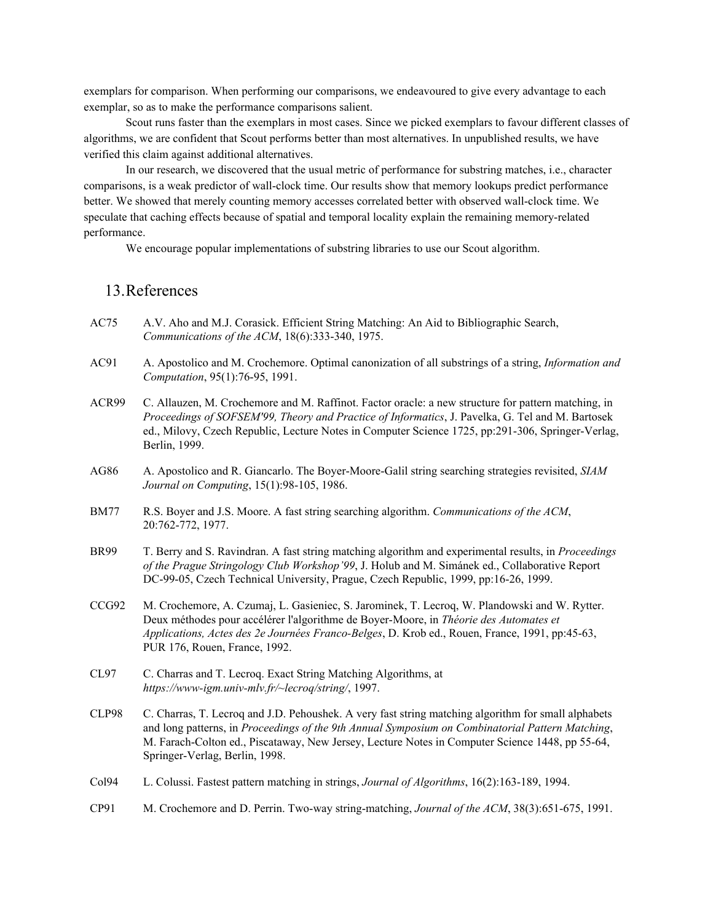exemplars for comparison. When performing our comparisons, we endeavoured to give every advantage to each exemplar, so as to make the performance comparisons salient.

Scout runs faster than the exemplars in most cases. Since we picked exemplars to favour different classes of algorithms, we are confident that Scout performs better than most alternatives. In unpublished results, we have verified this claim against additional alternatives.

In our research, we discovered that the usual metric of performance for substring matches, i.e., character comparisons, is a weak predictor of wall-clock time. Our results show that memory lookups predict performance better. We showed that merely counting memory accesses correlated better with observed wall-clock time. We speculate that caching effects because of spatial and temporal locality explain the remaining memory-related performance.

We encourage popular implementations of substring libraries to use our Scout algorithm.

## 13. References

AC75 A.V. Aho and M.J. Corasick. Efficient String Matching: An Aid to Bibliographic Search, *Communications of the ACM*, 18(6):333-340, 1975.

AC91 A. Apostolico and M. Crochemore. Optimal canonization of all substrings of a string, *Information and Computation*, 95(1):76-95, 1991.

ACR99 C. Allauzen, M. Crochemore and M. Raffinot. Factor oracle: a new structure for pattern matching, in *Proceedings of SOFSEM'99, Theory and Practice of Informatics*, J. Pavelka, G. Tel and M. Bartosek ed., Milovy, Czech Republic, Lecture Notes in Computer Science 1725, pp:291-306, Springer-Verlag, Berlin, 1999.

AG86 A. Apostolico and R. Giancarlo. The Boyer-Moore-Galil string searching strategies revisited, *SIAM Journal on Computing*, 15(1):98-105, 1986.

BM77 R.S. Boyer and J.S. Moore. A fast string searching algorithm. *Communications of the ACM*, 20:762-772, 1977.

BR99 T. Berry and S. Ravindran. A fast string matching algorithm and experimental results, in *Proceedings of the Prague Stringology Club Workshop'99*, J. Holub and M. Simánek ed., Collaborative Report DC-99-05, Czech Technical University, Prague, Czech Republic, 1999, pp:16-26, 1999.

CCG92 M. Crochemore, A. Czumaj, L. Gasieniec, S. Jarominek, T. Lecroq, W. Plandowski and W. Rytter. Deux méthodes pour accélérer l'algorithme de Boyer-Moore, in *Théorie des Automates et Applications, Actes des 2e Journées Franco-Belges*, D. Krob ed., Rouen, France, 1991, pp:45-63, PUR 176, Rouen, France, 1992.

CL97 C. Charras and T. Lecroq. Exact String Matching Algorithms, at *https://www-igm.univ-mlv.fr/~lecroq/string/*, 1997.

CLP98 C. Charras, T. Lecroq and J.D. Pehoushek. A very fast string matching algorithm for small alphabets and long patterns, in *Proceedings of the 9th Annual Symposium on Combinatorial Pattern Matching*, M. Farach-Colton ed., Piscataway, New Jersey, Lecture Notes in Computer Science 1448, pp 55-64, Springer-Verlag, Berlin, 1998.

Col94 L. Colussi. Fastest pattern matching in strings, *Journal of Algorithms*, 16(2):163-189, 1994.

CP91 M. Crochemore and D. Perrin. Two-way string-matching, *Journal of the ACM*, 38(3):651-675, 1991.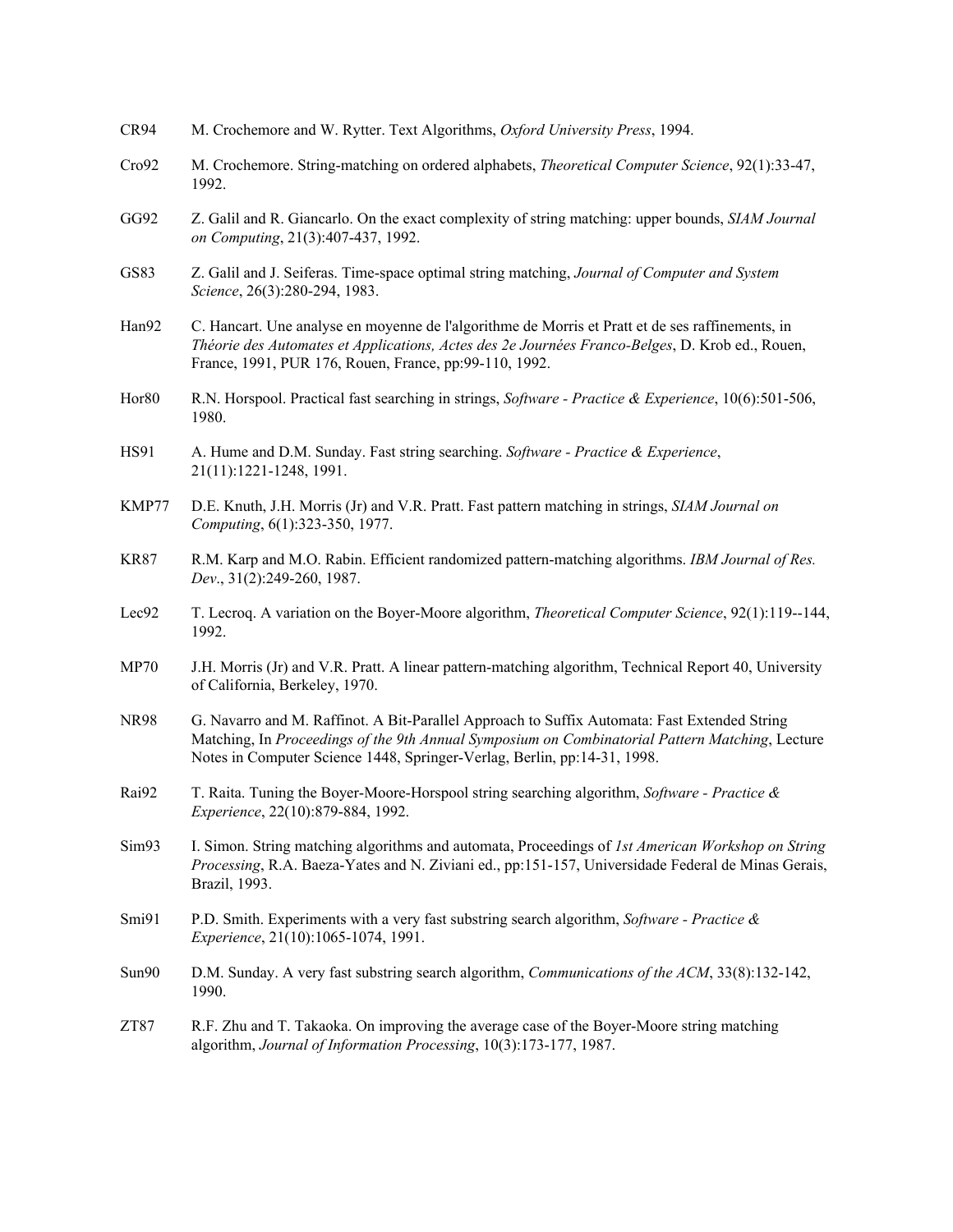CR94 M. Crochemore and W. Rytter. Text Algorithms, *Oxford University Press*, 1994.

Cro92 M. Crochemore. String-matching on ordered alphabets, *Theoretical Computer Science*, 92(1):33-47, 1992.

GG92 Z. Galil and R. Giancarlo. On the exact complexity of string matching: upper bounds, *SIAM Journal on Computing*, 21(3):407-437, 1992.

GS83 Z. Galil and J. Seiferas. Time-space optimal string matching, *Journal of Computer and System Science*, 26(3):280-294, 1983.

Han92 C. Hancart. Une analyse en moyenne de l'algorithme de Morris et Pratt et de ses raffinements, in *Théorie des Automates et Applications, Actes des 2e Journées Franco-Belges*, D. Krob ed., Rouen, France, 1991, PUR 176, Rouen, France, pp:99-110, 1992.

Hor80 R.N. Horspool. Practical fast searching in strings, *Software - Practice & Experience*, 10(6):501-506, 1980.

HS91 A. Hume and D.M. Sunday. Fast string searching. *Software - Practice & Experience*, 21(11):1221-1248, 1991.

KMP77 D.E. Knuth, J.H. Morris (Jr) and V.R. Pratt. Fast pattern matching in strings, *SIAM Journal on Computing*, 6(1):323-350, 1977.

KR87 R.M. Karp and M.O. Rabin. Efficient randomized pattern-matching algorithms. *IBM Journal of Res. Dev*., 31(2):249-260, 1987.

Lec92 T. Lecroq. A variation on the Boyer-Moore algorithm, *Theoretical Computer Science*, 92(1):119--144, 1992.

MP70 J.H. Morris (Jr) and V.R. Pratt. A linear pattern-matching algorithm, Technical Report 40, University of California, Berkeley, 1970.

NR98 G. Navarro and M. Raffinot. A Bit-Parallel Approach to Suffix Automata: Fast Extended String Matching, In *Proceedings of the 9th Annual Symposium on Combinatorial Pattern Matching*, Lecture Notes in Computer Science 1448, Springer-Verlag, Berlin, pp:14-31, 1998.

Rai92 T. Raita. Tuning the Boyer-Moore-Horspool string searching algorithm, *Software - Practice & Experience*, 22(10):879-884, 1992.

Sim93 I. Simon. String matching algorithms and automata, Proceedings of *1st American Workshop on String Processing*, R.A. Baeza-Yates and N. Ziviani ed., pp:151-157, Universidade Federal de Minas Gerais, Brazil, 1993.

Smi91 P.D. Smith. Experiments with a very fast substring search algorithm, *Software - Practice & Experience*, 21(10):1065-1074, 1991.

Sun90 D.M. Sunday. A very fast substring search algorithm, *Communications of the ACM*, 33(8):132-142, 1990.

ZT87 R.F. Zhu and T. Takaoka. On improving the average case of the Boyer-Moore string matching algorithm, *Journal of Information Processing*, 10(3):173-177, 1987.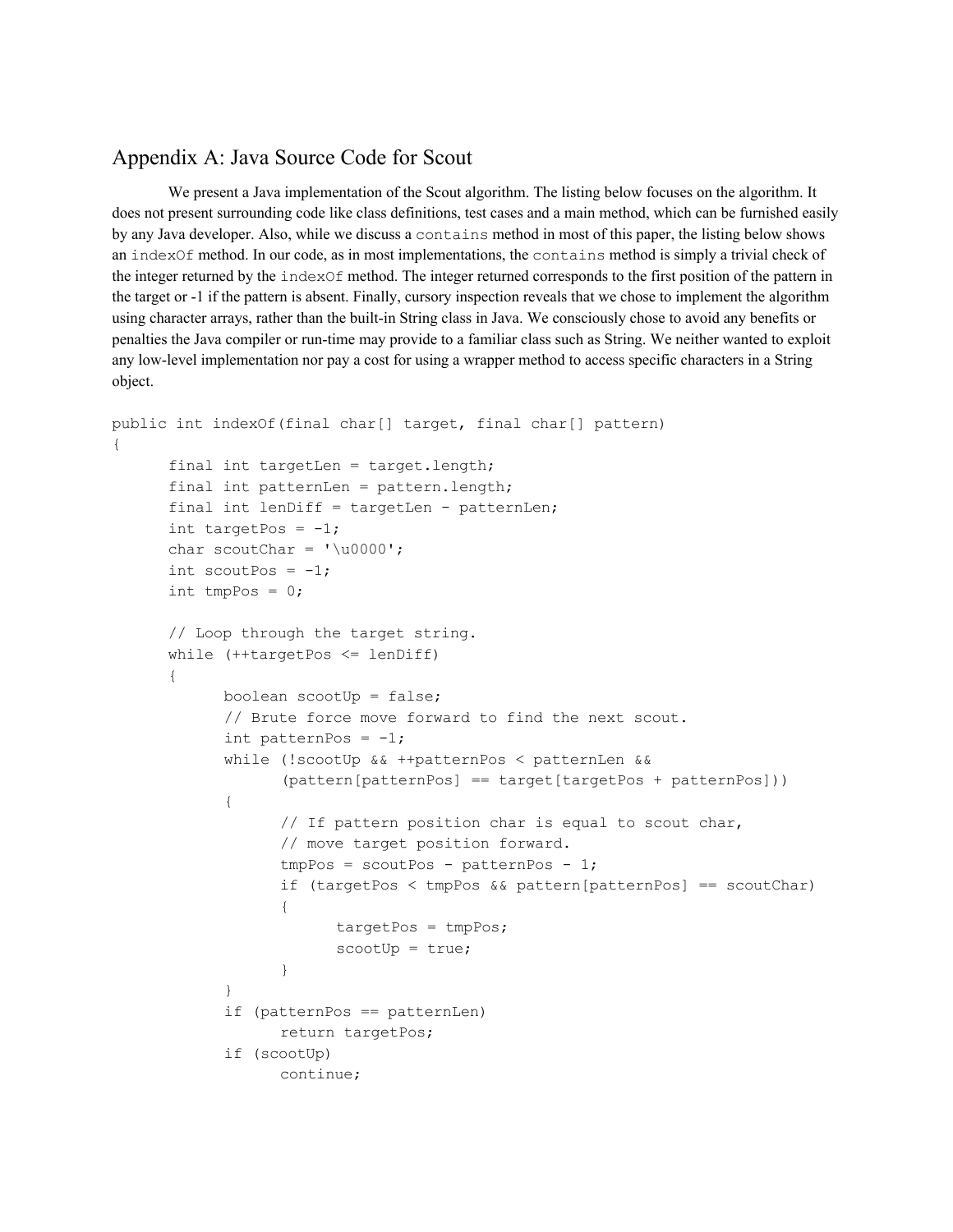## Appendix A: Java Source Code for Scout

We present a Java implementation of the Scout algorithm. The listing below focuses on the algorithm. It does not present surrounding code like class definitions, test cases and a main method, which can be furnished easily by any Java developer. Also, while we discuss a `contains` method in most of this paper, the listing below shows an `indexOf` method. In our code, as in most implementations, the `contains` method is simply a trivial check of the integer returned by the `indexOf` method. The integer returned corresponds to the first position of the pattern in the target or -1 if the pattern is absent. Finally, cursory inspection reveals that we chose to implement the algorithm using character arrays, rather than the built-in String class in Java. We consciously chose to avoid any benefits or penalties the Java compiler or run-time may provide to a familiar class such as String. We neither wanted to exploit any low-level implementation nor pay a cost for using a wrapper method to access specific characters in a String object.

```
public int indexOf(final char[] target, final char[] pattern)
{
      final int targetLen = target.length;
      final int patternLen = pattern.length;
      final int lenDiff = targetLen - patternLen;
      int targetPos = -1;
      char scoutChar = '\u0000';
      int scoutPos = -1;
      int tmpPos = 0;

      // Loop through the target string.
      while (++targetPos <= lenDiff)
      {
            boolean scootUp = false;
            // Brute force move forward to find the next scout.
            int patternPos = -1;
            while (!scootUp && ++patternPos < patternLen &&
                  (pattern[patternPos] == target[targetPos + patternPos]))
            {
                  // If pattern position char is equal to scout char,
                  // move target position forward.
                  tmpPos = scoutPos - patternPos - 1;
                  if (targetPos < tmpPos && pattern[patternPos] == scoutChar)
                  {
                        targetPos = tmpPos;
                        scootUp = true;
                  }
            }
            if (patternPos == patternLen)
                  return targetPos;
            if (scootUp)
                  continue;
```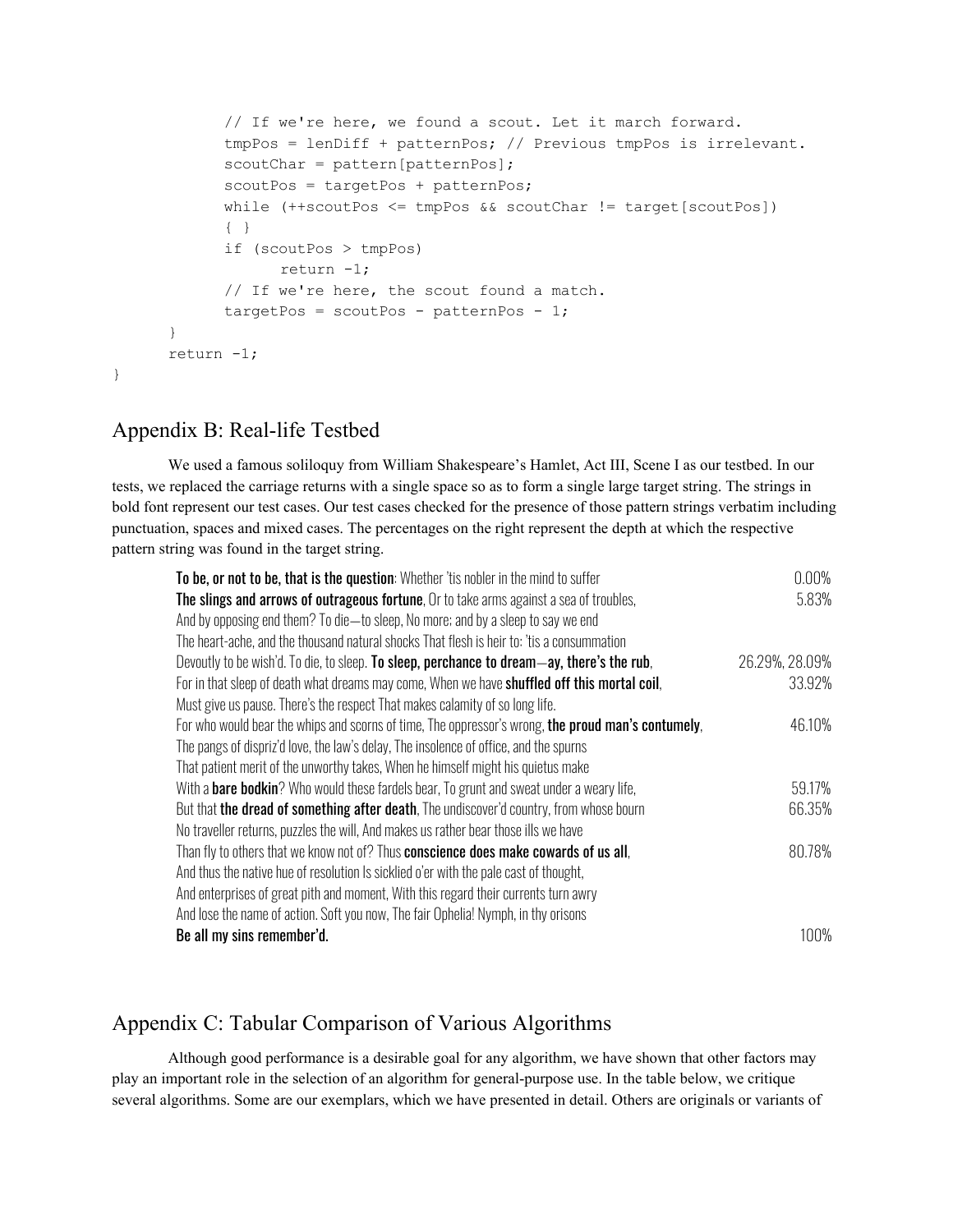```
            // If we're here, we found a scout. Let it march forward.
            tmpPos = lenDiff + patternPos; // Previous tmpPos is irrelevant.
            scoutChar = pattern[patternPos];
            scoutPos = targetPos + patternPos;
            while (++scoutPos <= tmpPos && scoutChar != target[scoutPos])
            { }
            if (scoutPos > tmpPos)
                  return -1;
            // If we're here, the scout found a match.
            targetPos = scoutPos - patternPos - 1;
      }
      return -1;
}
```

## Appendix B: Real-life Testbed

We used a famous soliloquy from William Shakespeare's Hamlet, Act III, Scene I as our testbed. In our tests, we replaced the carriage returns with a single space so as to form a single large target string. The strings in bold font represent our test cases. Our test cases checked for the presence of those pattern strings verbatim including punctuation, spaces and mixed cases. The percentages on the right represent the depth at which the respective pattern string was found in the target string.

| | |
|---|---|
| **To be, or not to be, that is the question**: Whether 'tis nobler in the mind to suffer | 0.00% |
| **The slings and arrows of outrageous fortune**, Or to take arms against a sea of troubles, | 5.83% |
| And by opposing end them? To die—to sleep, No more; and by a sleep to say we end | |
| The heart-ache, and the thousand natural shocks That flesh is heir to: 'tis a consummation | |
| Devoutly to be wish'd. To die, to sleep. **To sleep, perchance to dream—ay, there's the rub**, | 26.29%, 28.09% |
| For in that sleep of death what dreams may come, When we have **shuffled off this mortal coil**, | 33.92% |
| Must give us pause. There's the respect That makes calamity of so long life. | |
| For who would bear the whips and scorns of time, The oppressor's wrong, **the proud man's contumely**, | 46.10% |
| The pangs of dispriz'd love, the law's delay, The insolence of office, and the spurns | |
| That patient merit of the unworthy takes, When he himself might his quietus make | |
| With a **bare bodkin**? Who would these fardels bear, To grunt and sweat under a weary life, | 59.17% |
| But that **the dread of something after death**, The undiscover'd country, from whose bourn | 66.35% |
| No traveller returns, puzzles the will, And makes us rather bear those ills we have | |
| Than fly to others that we know not of? Thus **conscience does make cowards of us all**, | 80.78% |
| And thus the native hue of resolution Is sicklied o'er with the pale cast of thought, | |
| And enterprises of great pith and moment, With this regard their currents turn awry | |
| And lose the name of action. Soft you now, The fair Ophelia! Nymph, in thy orisons | |
| **Be all my sins remember'd.** | 100% |

## Appendix C: Tabular Comparison of Various Algorithms

Although good performance is a desirable goal for any algorithm, we have shown that other factors may play an important role in the selection of an algorithm for general-purpose use. In the table below, we critique several algorithms. Some are our exemplars, which we have presented in detail. Others are originals or variants of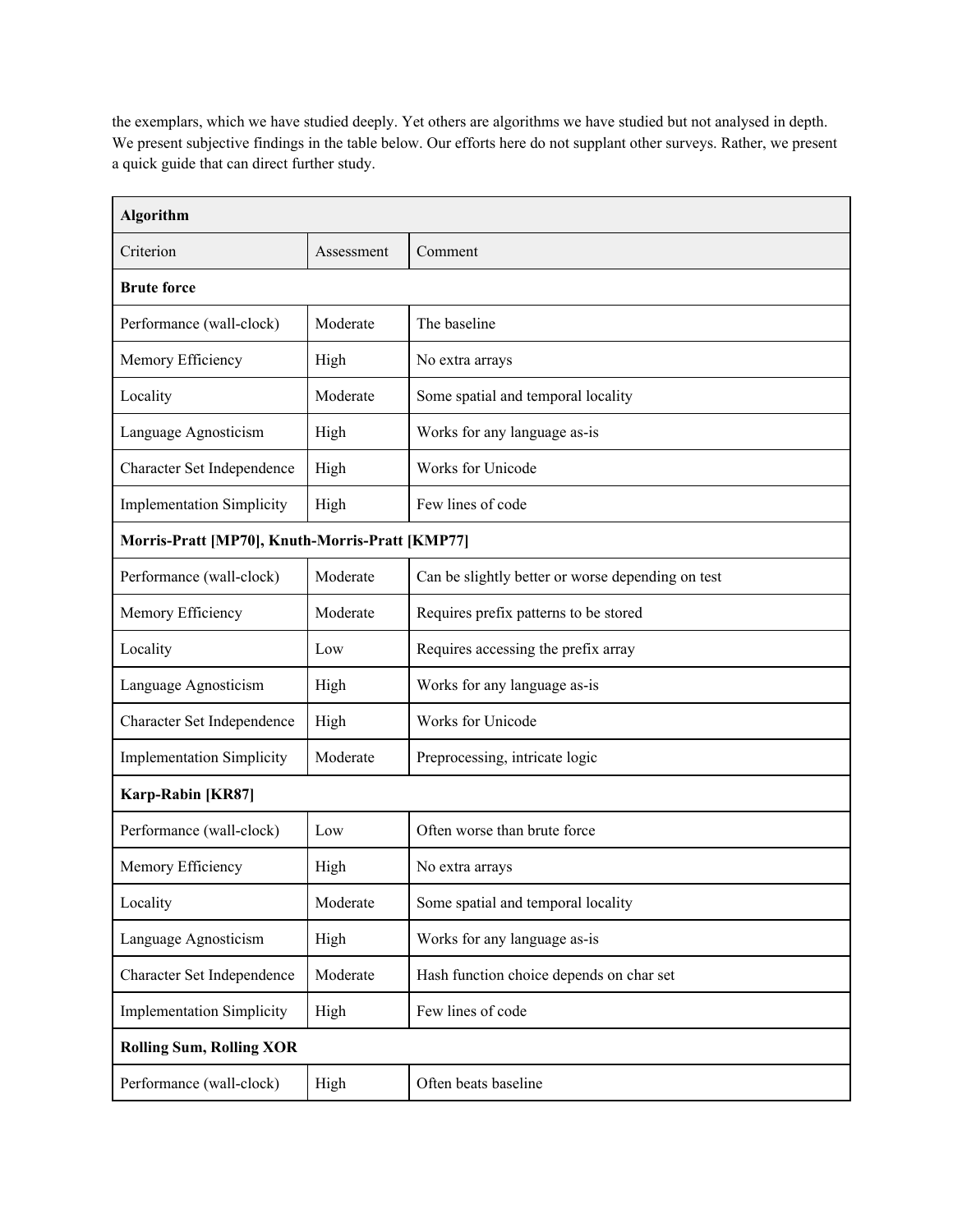the exemplars, which we have studied deeply. Yet others are algorithms we have studied but not analysed in depth. We present subjective findings in the table below. Our efforts here do not supplant other surveys. Rather, we present a quick guide that can direct further study.

| **Algorithm** | | |
|---|---|---|
| Criterion | Assessment | Comment |
| **Brute force** | | |
| Performance (wall-clock) | Moderate | The baseline |
| Memory Efficiency | High | No extra arrays |
| Locality | Moderate | Some spatial and temporal locality |
| Language Agnosticism | High | Works for any language as-is |
| Character Set Independence | High | Works for Unicode |
| Implementation Simplicity | High | Few lines of code |
| **Morris-Pratt [MP70], Knuth-Morris-Pratt [KMP77]** | | |
| Performance (wall-clock) | Moderate | Can be slightly better or worse depending on test |
| Memory Efficiency | Moderate | Requires prefix patterns to be stored |
| Locality | Low | Requires accessing the prefix array |
| Language Agnosticism | High | Works for any language as-is |
| Character Set Independence | High | Works for Unicode |
| Implementation Simplicity | Moderate | Preprocessing, intricate logic |
| **Karp-Rabin [KR87]** | | |
| Performance (wall-clock) | Low | Often worse than brute force |
| Memory Efficiency | High | No extra arrays |
| Locality | Moderate | Some spatial and temporal locality |
| Language Agnosticism | High | Works for any language as-is |
| Character Set Independence | Moderate | Hash function choice depends on char set |
| Implementation Simplicity | High | Few lines of code |
| **Rolling Sum, Rolling XOR** | | |
| Performance (wall-clock) | High | Often beats baseline |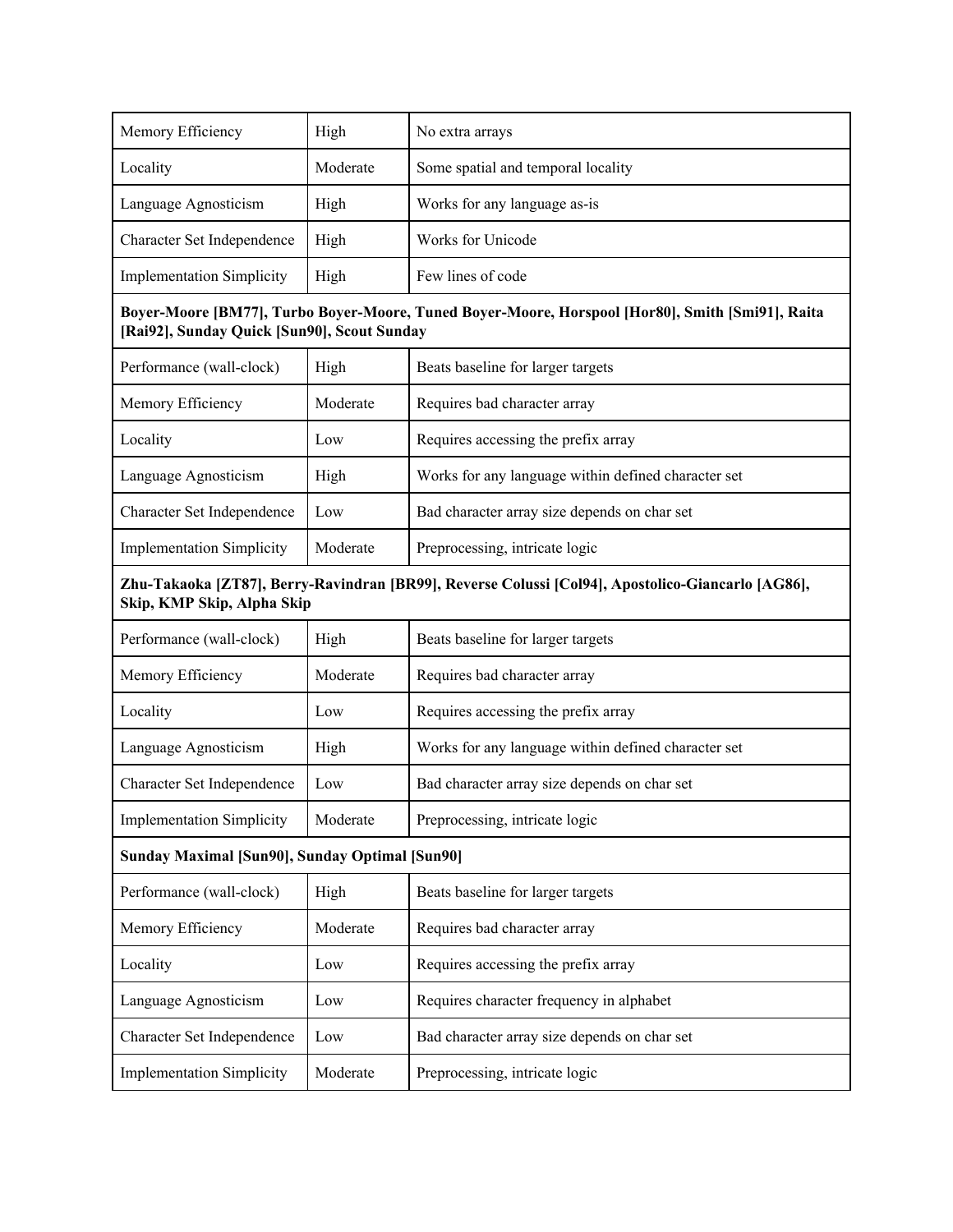| | | |
|---|---|---|
| Memory Efficiency | High | No extra arrays |
| Locality | Moderate | Some spatial and temporal locality |
| Language Agnosticism | High | Works for any language as-is |
| Character Set Independence | High | Works for Unicode |
| Implementation Simplicity | High | Few lines of code |
| **Boyer-Moore [BM77], Turbo Boyer-Moore, Tuned Boyer-Moore, Horspool [Hor80], Smith [Smi91], Raita [Rai92], Sunday Quick [Sun90], Scout Sunday** | | |
| Performance (wall-clock) | High | Beats baseline for larger targets |
| Memory Efficiency | Moderate | Requires bad character array |
| Locality | Low | Requires accessing the prefix array |
| Language Agnosticism | High | Works for any language within defined character set |
| Character Set Independence | Low | Bad character array size depends on char set |
| Implementation Simplicity | Moderate | Preprocessing, intricate logic |
| **Zhu-Takaoka [ZT87], Berry-Ravindran [BR99], Reverse Colussi [Col94], Apostolico-Giancarlo [AG86], Skip, KMP Skip, Alpha Skip** | | |
| Performance (wall-clock) | High | Beats baseline for larger targets |
| Memory Efficiency | Moderate | Requires bad character array |
| Locality | Low | Requires accessing the prefix array |
| Language Agnosticism | High | Works for any language within defined character set |
| Character Set Independence | Low | Bad character array size depends on char set |
| Implementation Simplicity | Moderate | Preprocessing, intricate logic |
| **Sunday Maximal [Sun90], Sunday Optimal [Sun90]** | | |
| Performance (wall-clock) | High | Beats baseline for larger targets |
| Memory Efficiency | Moderate | Requires bad character array |
| Locality | Low | Requires accessing the prefix array |
| Language Agnosticism | Low | Requires character frequency in alphabet |
| Character Set Independence | Low | Bad character array size depends on char set |
| Implementation Simplicity | Moderate | Preprocessing, intricate logic |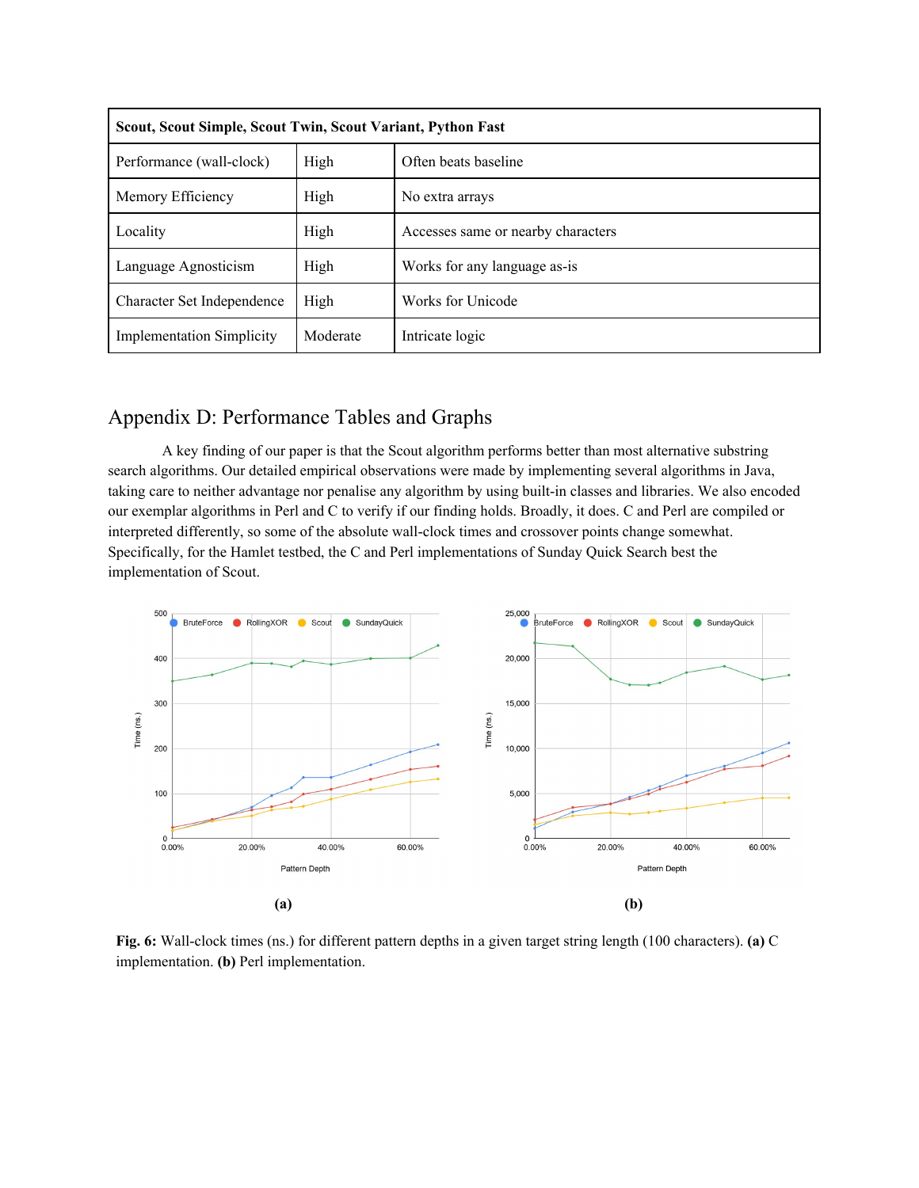| Scout, Scout Simple, Scout Twin, Scout Variant, Python Fast | | |
|---|---|---|
| Performance (wall-clock) | High | Often beats baseline |
| Memory Efficiency | High | No extra arrays |
| Locality | High | Accesses same or nearby characters |
| Language Agnosticism | High | Works for any language as-is |
| Character Set Independence | High | Works for Unicode |
| Implementation Simplicity | Moderate | Intricate logic |

## Appendix D: Performance Tables and Graphs

A key finding of our paper is that the Scout algorithm performs better than most alternative substring search algorithms. Our detailed empirical observations were made by implementing several algorithms in Java, taking care to neither advantage nor penalise any algorithm by using built-in classes and libraries. We also encoded our exemplar algorithms in Perl and C to verify if our finding holds. Broadly, it does. C and Perl are compiled or interpreted differently, so some of the absolute wall-clock times and crossover points change somewhat. Specifically, for the Hamlet testbed, the C and Perl implementations of Sunday Quick Search best the implementation of Scout.

**(a)** **(b)**

**Fig. 6:** Wall-clock times (ns.) for different pattern depths in a given target string length (100 characters). **(a)** C implementation. **(b)** Perl implementation.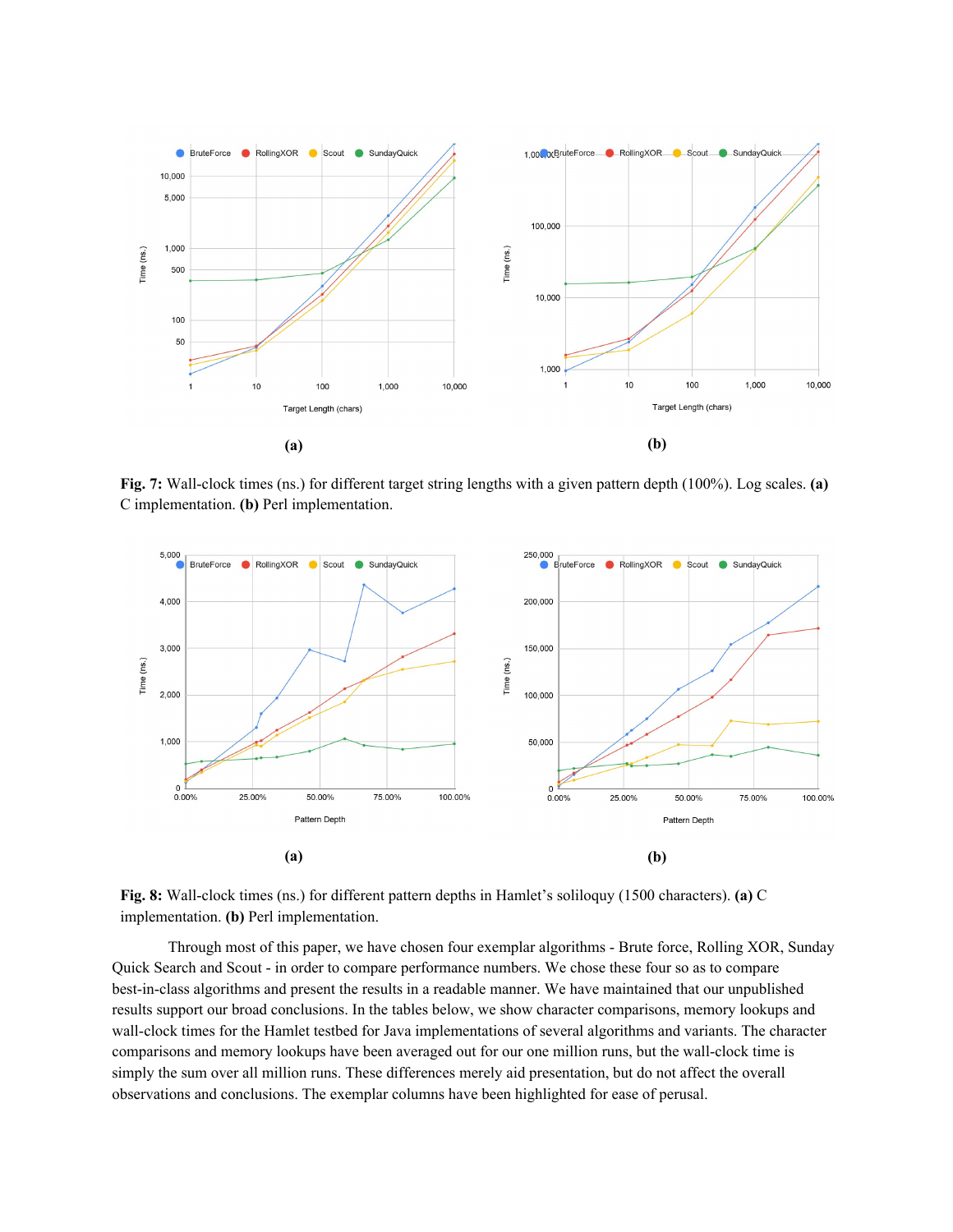**(a)** **(b)**

**Fig. 7:** Wall-clock times (ns.) for different target string lengths with a given pattern depth (100%). Log scales. **(a)** C implementation. **(b)** Perl implementation.

**(a)** **(b)**

**Fig. 8:** Wall-clock times (ns.) for different pattern depths in Hamlet's soliloquy (1500 characters). **(a)** C implementation. **(b)** Perl implementation.

Through most of this paper, we have chosen four exemplar algorithms - Brute force, Rolling XOR, Sunday Quick Search and Scout - in order to compare performance numbers. We chose these four so as to compare best-in-class algorithms and present the results in a readable manner. We have maintained that our unpublished results support our broad conclusions. In the tables below, we show character comparisons, memory lookups and wall-clock times for the Hamlet testbed for Java implementations of several algorithms and variants. The character comparisons and memory lookups have been averaged out for our one million runs, but the wall-clock time is simply the sum over all million runs. These differences merely aid presentation, but do not affect the overall observations and conclusions. The exemplar columns have been highlighted for ease of perusal.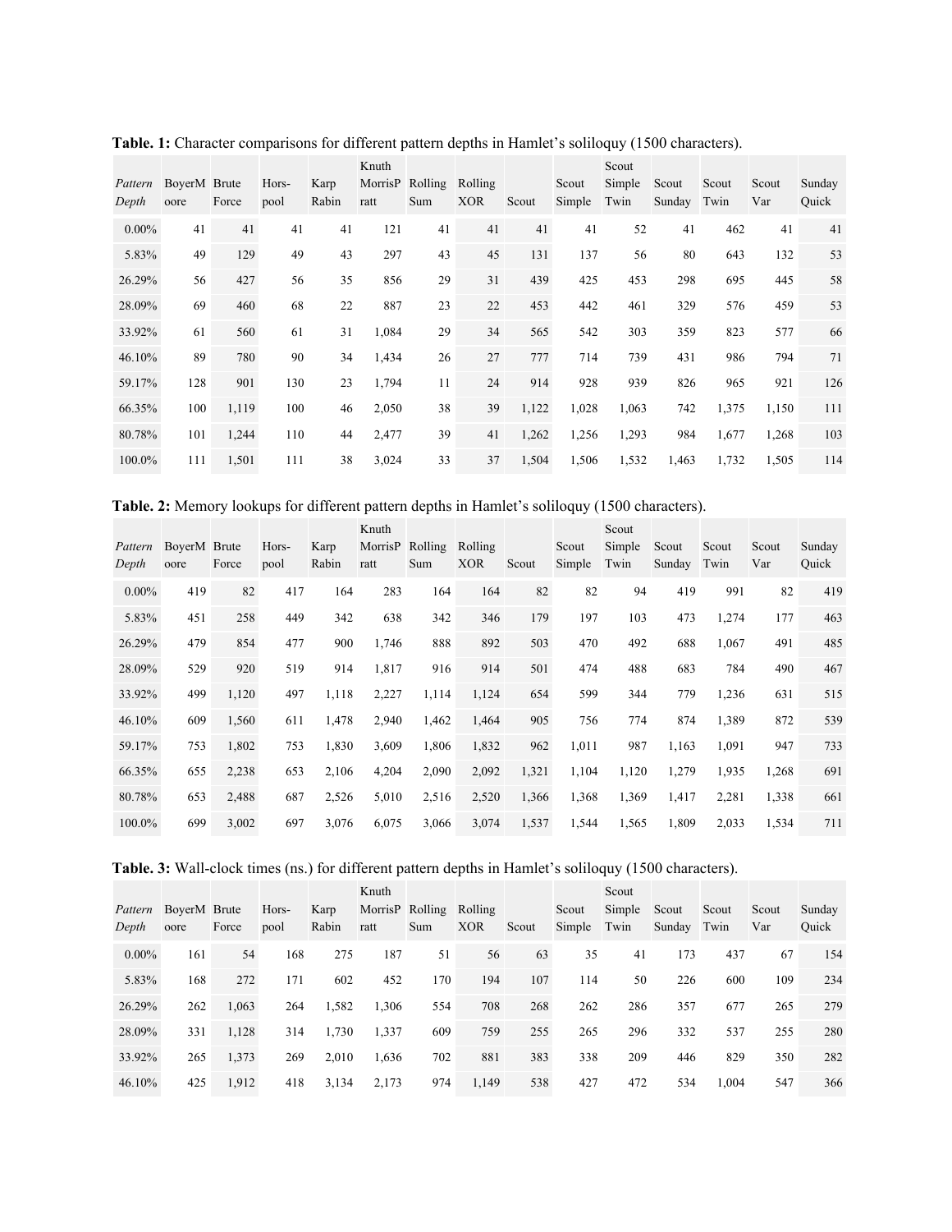**Table. 1:** Character comparisons for different pattern depths in Hamlet's soliloquy (1500 characters).

| Pattern Depth | BoyerMoore | Brute Force | Hors-pool | Karp Rabin | Knuth MorrisPratt | Rolling Sum | Rolling XOR | Scout | Scout Simple | Scout Simple Twin | Scout Sunday | Scout Twin | Scout Var | Sunday Quick |
|---|---|---|---|---|---|---|---|---|---|---|---|---|---|---|
| 0.00% | 41 | 41 | 41 | 41 | 121 | 41 | 41 | 41 | 41 | 52 | 41 | 462 | 41 | 41 |
| 5.83% | 49 | 129 | 49 | 43 | 297 | 43 | 45 | 131 | 137 | 56 | 80 | 643 | 132 | 53 |
| 26.29% | 56 | 427 | 56 | 35 | 856 | 29 | 31 | 439 | 425 | 453 | 298 | 695 | 445 | 58 |
| 28.09% | 69 | 460 | 68 | 22 | 887 | 23 | 22 | 453 | 442 | 461 | 329 | 576 | 459 | 53 |
| 33.92% | 61 | 560 | 61 | 31 | 1,084 | 29 | 34 | 565 | 542 | 303 | 359 | 823 | 577 | 66 |
| 46.10% | 89 | 780 | 90 | 34 | 1,434 | 26 | 27 | 777 | 714 | 739 | 431 | 986 | 794 | 71 |
| 59.17% | 128 | 901 | 130 | 23 | 1,794 | 11 | 24 | 914 | 928 | 939 | 826 | 965 | 921 | 126 |
| 66.35% | 100 | 1,119 | 100 | 46 | 2,050 | 38 | 39 | 1,122 | 1,028 | 1,063 | 742 | 1,375 | 1,150 | 111 |
| 80.78% | 101 | 1,244 | 110 | 44 | 2,477 | 39 | 41 | 1,262 | 1,256 | 1,293 | 984 | 1,677 | 1,268 | 103 |
| 100.0% | 111 | 1,501 | 111 | 38 | 3,024 | 33 | 37 | 1,504 | 1,506 | 1,532 | 1,463 | 1,732 | 1,505 | 114 |

**Table. 2:** Memory lookups for different pattern depths in Hamlet's soliloquy (1500 characters).

| Pattern Depth | BoyerMoore | Brute Force | Hors-pool | Karp Rabin | Knuth MorrisPratt | Rolling Sum | Rolling XOR | Scout | Scout Simple | Scout Simple Twin | Scout Sunday | Scout Twin | Scout Var | Sunday Quick |
|---|---|---|---|---|---|---|---|---|---|---|---|---|---|---|
| 0.00% | 419 | 82 | 417 | 164 | 283 | 164 | 164 | 82 | 82 | 94 | 419 | 991 | 82 | 419 |
| 5.83% | 451 | 258 | 449 | 342 | 638 | 342 | 346 | 179 | 197 | 103 | 473 | 1,274 | 177 | 463 |
| 26.29% | 479 | 854 | 477 | 900 | 1,746 | 888 | 892 | 503 | 470 | 492 | 688 | 1,067 | 491 | 485 |
| 28.09% | 529 | 920 | 519 | 914 | 1,817 | 916 | 914 | 501 | 474 | 488 | 683 | 784 | 490 | 467 |
| 33.92% | 499 | 1,120 | 497 | 1,118 | 2,227 | 1,114 | 1,124 | 654 | 599 | 344 | 779 | 1,236 | 631 | 515 |
| 46.10% | 609 | 1,560 | 611 | 1,478 | 2,940 | 1,462 | 1,464 | 905 | 756 | 774 | 874 | 1,389 | 872 | 539 |
| 59.17% | 753 | 1,802 | 753 | 1,830 | 3,609 | 1,806 | 1,832 | 962 | 1,011 | 987 | 1,163 | 1,091 | 947 | 733 |
| 66.35% | 655 | 2,238 | 653 | 2,106 | 4,204 | 2,090 | 2,092 | 1,321 | 1,104 | 1,120 | 1,279 | 1,935 | 1,268 | 691 |
| 80.78% | 653 | 2,488 | 687 | 2,526 | 5,010 | 2,516 | 2,520 | 1,366 | 1,368 | 1,369 | 1,417 | 2,281 | 1,338 | 661 |
| 100.0% | 699 | 3,002 | 697 | 3,076 | 6,075 | 3,066 | 3,074 | 1,537 | 1,544 | 1,565 | 1,809 | 2,033 | 1,534 | 711 |

**Table. 3:** Wall-clock times (ns.) for different pattern depths in Hamlet's soliloquy (1500 characters).

| Pattern Depth | BoyerMoore | Brute Force | Hors-pool | Karp Rabin | Knuth MorrisPratt | Rolling Sum | Rolling XOR | Scout | Scout Simple | Scout Simple Twin | Scout Sunday | Scout Twin | Scout Var | Sunday Quick |
|---|---|---|---|---|---|---|---|---|---|---|---|---|---|---|
| 0.00% | 161 | 54 | 168 | 275 | 187 | 51 | 56 | 63 | 35 | 41 | 173 | 437 | 67 | 154 |
| 5.83% | 168 | 272 | 171 | 602 | 452 | 170 | 194 | 107 | 114 | 50 | 226 | 600 | 109 | 234 |
| 26.29% | 262 | 1,063 | 264 | 1,582 | 1,306 | 554 | 708 | 268 | 262 | 286 | 357 | 677 | 265 | 279 |
| 28.09% | 331 | 1,128 | 314 | 1,730 | 1,337 | 609 | 759 | 255 | 265 | 296 | 332 | 537 | 255 | 280 |
| 33.92% | 265 | 1,373 | 269 | 2,010 | 1,636 | 702 | 881 | 383 | 338 | 209 | 446 | 829 | 350 | 282 |
| 46.10% | 425 | 1,912 | 418 | 3,134 | 2,173 | 974 | 1,149 | 538 | 427 | 472 | 534 | 1,004 | 547 | 366 |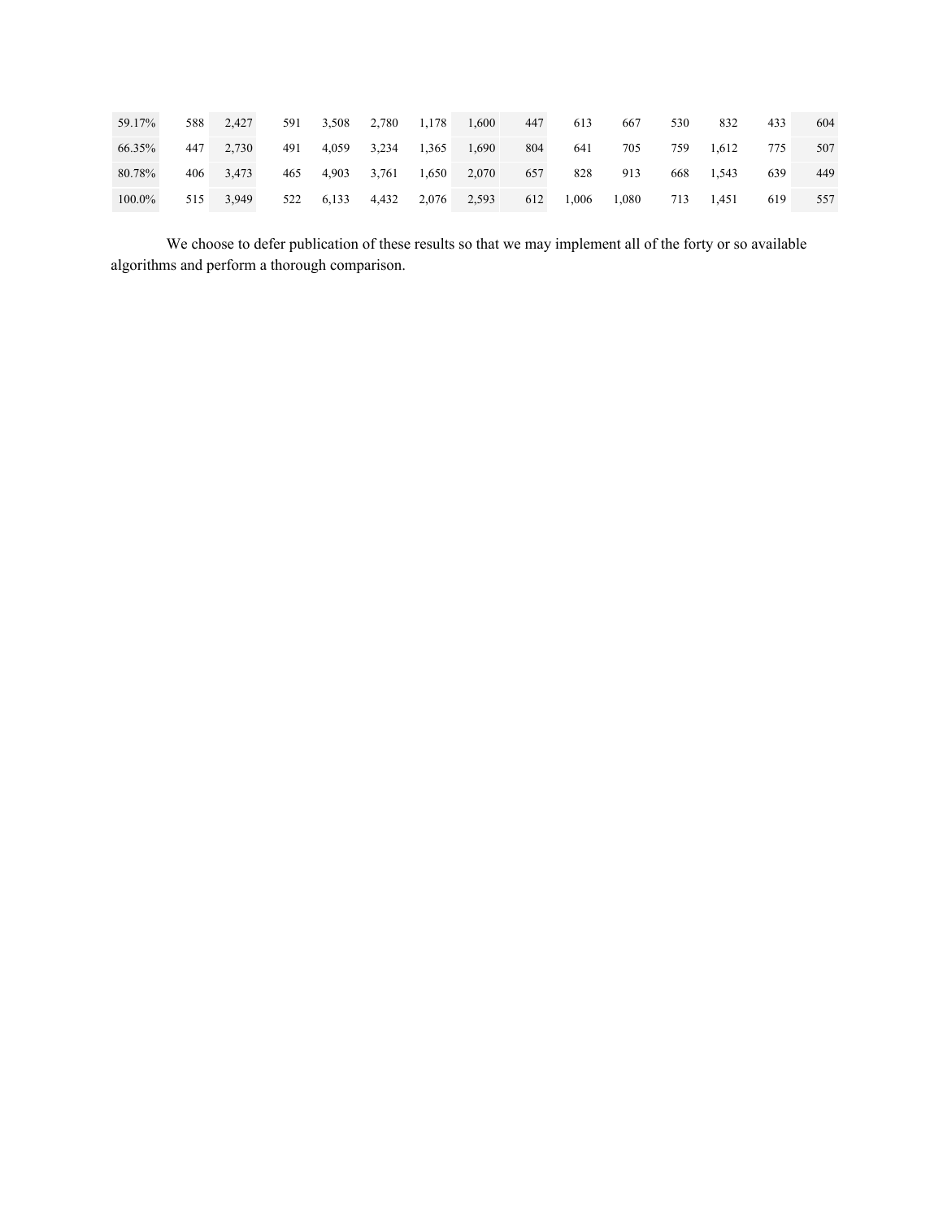| | | | | | | | | | | | | | | | |
|---|---|---|---|---|---|---|---|---|---|---|---|---|---|---|---|
| 59.17% | 588 | 2,427 | 591 | 3,508 | 2,780 | 1,178 | 1,600 | 447 | 613 | 667 | 530 | 832 | 433 | 604 |
| 66.35% | 447 | 2,730 | 491 | 4,059 | 3,234 | 1,365 | 1,690 | 804 | 641 | 705 | 759 | 1,612 | 775 | 507 |
| 80.78% | 406 | 3,473 | 465 | 4,903 | 3,761 | 1,650 | 2,070 | 657 | 828 | 913 | 668 | 1,543 | 639 | 449 |
| 100.0% | 515 | 3,949 | 522 | 6,133 | 4,432 | 2,076 | 2,593 | 612 | 1,006 | 1,080 | 713 | 1,451 | 619 | 557 |

We choose to defer publication of these results so that we may implement all of the forty or so available algorithms and perform a thorough comparison.